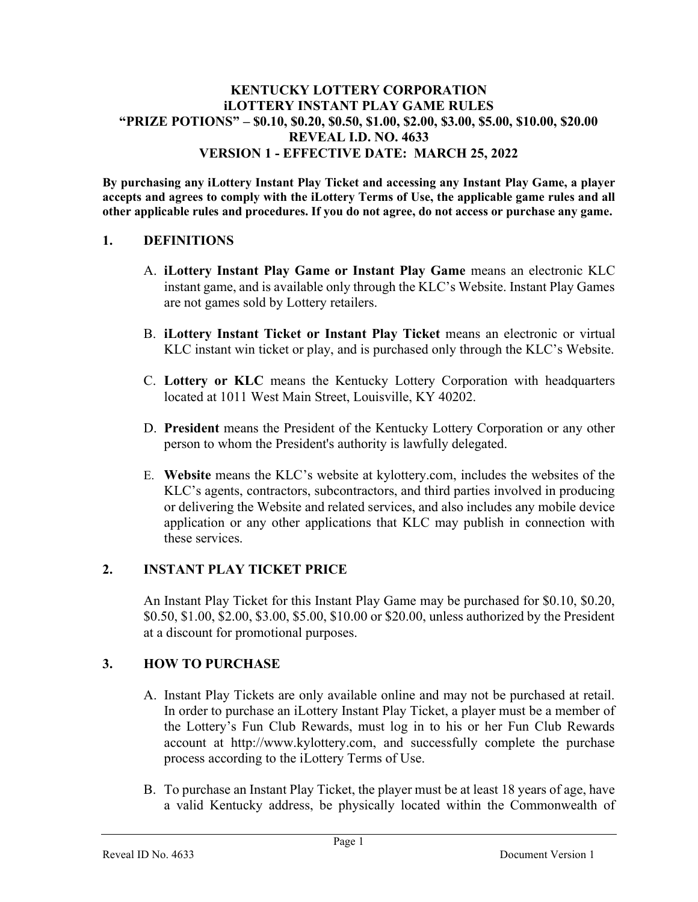# KENTUCKY LOTTERY CORPORATION
# iLOTTERY INSTANT PLAY GAME RULES
# "PRIZE POTIONS" – $0.10, $0.20, $0.50, $1.00, $2.00, $3.00, $5.00, $10.00, $20.00
# REVEAL I.D. NO. 4633
# VERSION 1 - EFFECTIVE DATE: MARCH 25, 2022

**By purchasing any iLottery Instant Play Ticket and accessing any Instant Play Game, a player accepts and agrees to comply with the iLottery Terms of Use, the applicable game rules and all other applicable rules and procedures. If you do not agree, do not access or purchase any game.**

## 1. DEFINITIONS

A. **iLottery Instant Play Game or Instant Play Game** means an electronic KLC instant game, and is available only through the KLC's Website. Instant Play Games are not games sold by Lottery retailers.

B. **iLottery Instant Ticket or Instant Play Ticket** means an electronic or virtual KLC instant win ticket or play, and is purchased only through the KLC's Website.

C. **Lottery or KLC** means the Kentucky Lottery Corporation with headquarters located at 1011 West Main Street, Louisville, KY 40202.

D. **President** means the President of the Kentucky Lottery Corporation or any other person to whom the President's authority is lawfully delegated.

E. **Website** means the KLC's website at kylottery.com, includes the websites of the KLC's agents, contractors, subcontractors, and third parties involved in producing or delivering the Website and related services, and also includes any mobile device application or any other applications that KLC may publish in connection with these services.

## 2. INSTANT PLAY TICKET PRICE

An Instant Play Ticket for this Instant Play Game may be purchased for $0.10, $0.20, $0.50, $1.00, $2.00, $3.00, $5.00, $10.00 or $20.00, unless authorized by the President at a discount for promotional purposes.

## 3. HOW TO PURCHASE

A. Instant Play Tickets are only available online and may not be purchased at retail. In order to purchase an iLottery Instant Play Ticket, a player must be a member of the Lottery's Fun Club Rewards, must log in to his or her Fun Club Rewards account at http://www.kylottery.com, and successfully complete the purchase process according to the iLottery Terms of Use.

B. To purchase an Instant Play Ticket, the player must be at least 18 years of age, have a valid Kentucky address, be physically located within the Commonwealth of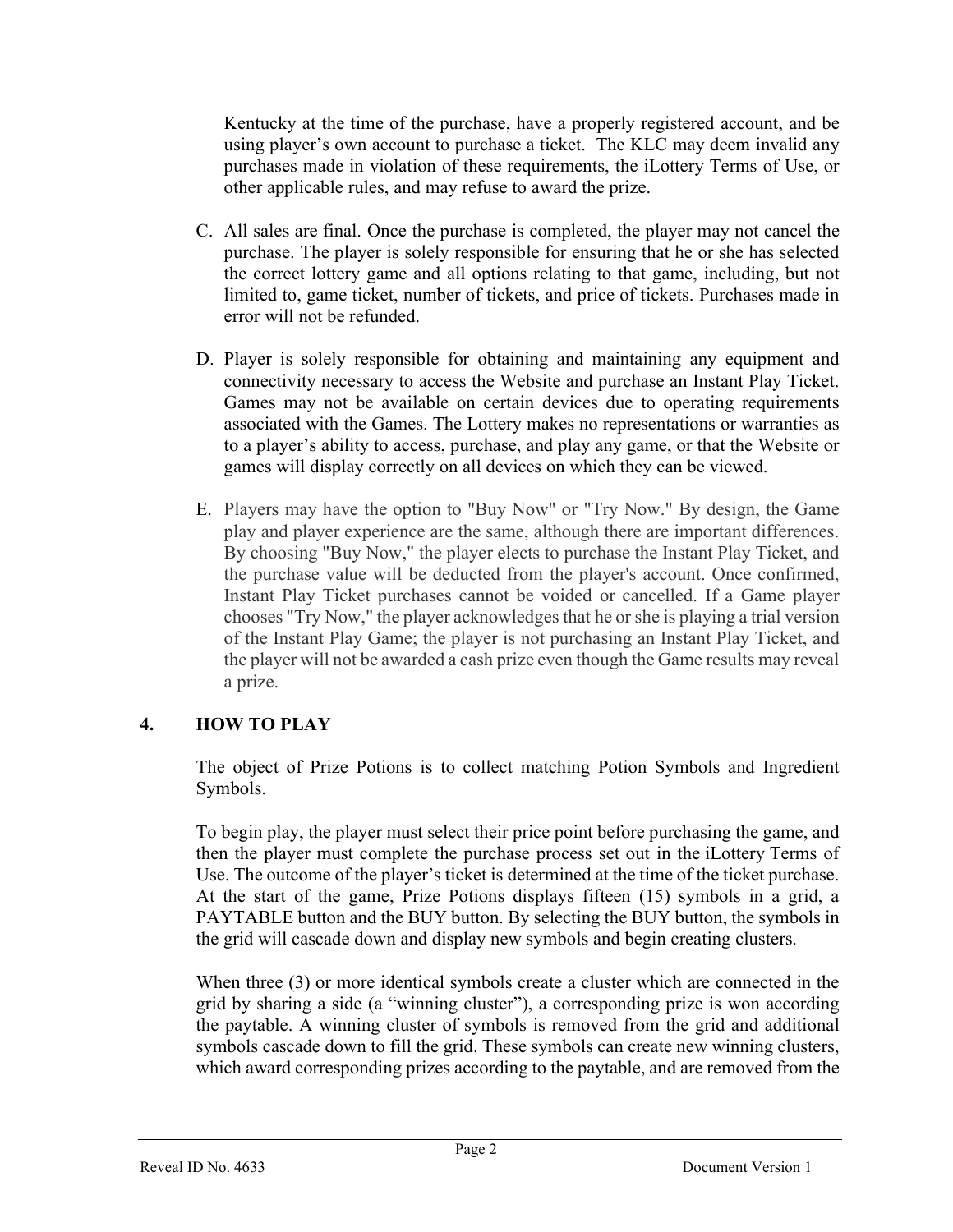Kentucky at the time of the purchase, have a properly registered account, and be using player's own account to purchase a ticket. The KLC may deem invalid any purchases made in violation of these requirements, the iLottery Terms of Use, or other applicable rules, and may refuse to award the prize.

C. All sales are final. Once the purchase is completed, the player may not cancel the purchase. The player is solely responsible for ensuring that he or she has selected the correct lottery game and all options relating to that game, including, but not limited to, game ticket, number of tickets, and price of tickets. Purchases made in error will not be refunded.

D. Player is solely responsible for obtaining and maintaining any equipment and connectivity necessary to access the Website and purchase an Instant Play Ticket. Games may not be available on certain devices due to operating requirements associated with the Games. The Lottery makes no representations or warranties as to a player's ability to access, purchase, and play any game, or that the Website or games will display correctly on all devices on which they can be viewed.

E. Players may have the option to "Buy Now" or "Try Now." By design, the Game play and player experience are the same, although there are important differences. By choosing "Buy Now," the player elects to purchase the Instant Play Ticket, and the purchase value will be deducted from the player's account. Once confirmed, Instant Play Ticket purchases cannot be voided or cancelled. If a Game player chooses "Try Now," the player acknowledges that he or she is playing a trial version of the Instant Play Game; the player is not purchasing an Instant Play Ticket, and the player will not be awarded a cash prize even though the Game results may reveal a prize.

## 4. HOW TO PLAY

The object of Prize Potions is to collect matching Potion Symbols and Ingredient Symbols.

To begin play, the player must select their price point before purchasing the game, and then the player must complete the purchase process set out in the iLottery Terms of Use. The outcome of the player's ticket is determined at the time of the ticket purchase. At the start of the game, Prize Potions displays fifteen (15) symbols in a grid, a PAYTABLE button and the BUY button. By selecting the BUY button, the symbols in the grid will cascade down and display new symbols and begin creating clusters.

When three (3) or more identical symbols create a cluster which are connected in the grid by sharing a side (a "winning cluster"), a corresponding prize is won according the paytable. A winning cluster of symbols is removed from the grid and additional symbols cascade down to fill the grid. These symbols can create new winning clusters, which award corresponding prizes according to the paytable, and are removed from the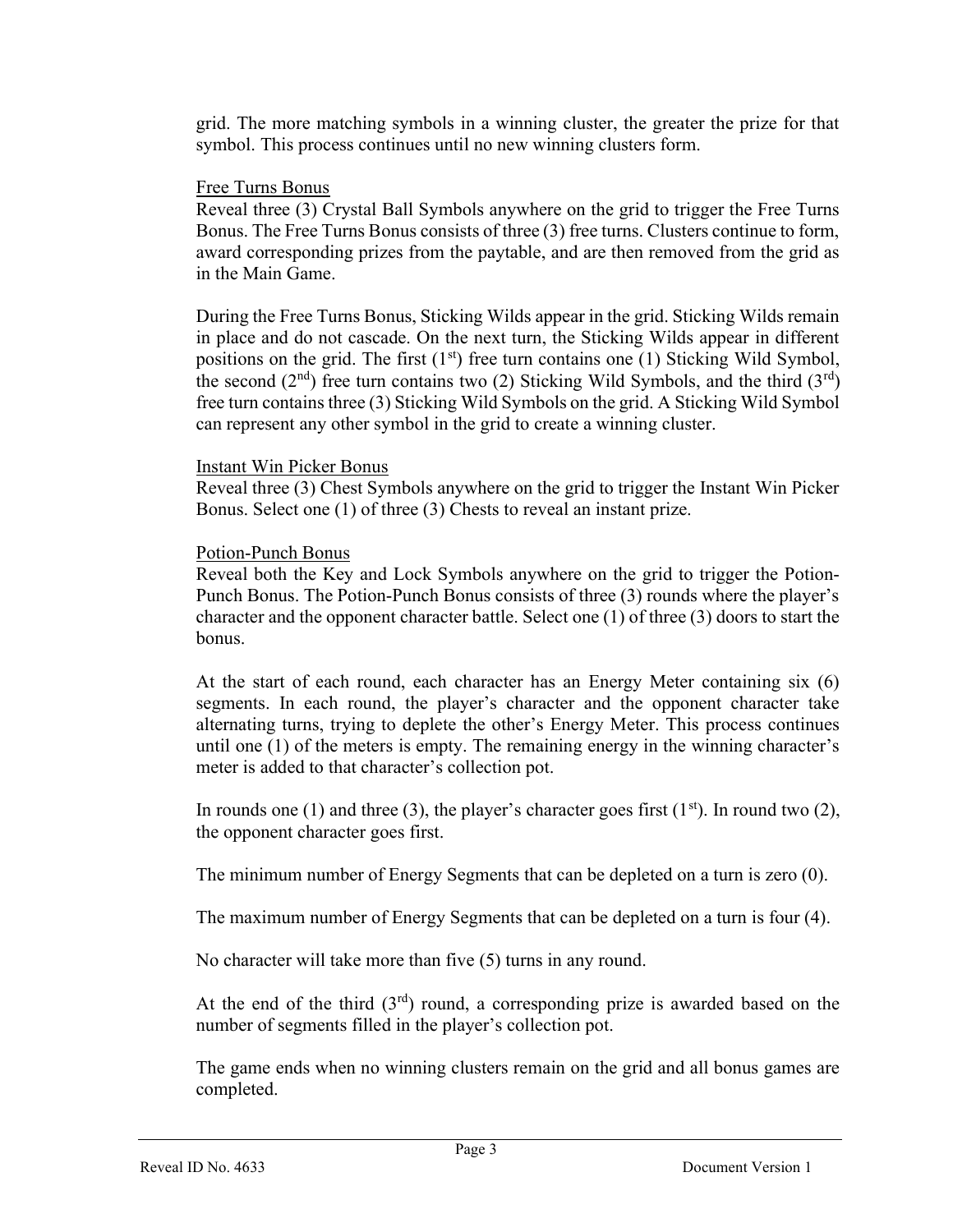grid. The more matching symbols in a winning cluster, the greater the prize for that symbol. This process continues until no new winning clusters form.

<u>Free Turns Bonus</u>

Reveal three (3) Crystal Ball Symbols anywhere on the grid to trigger the Free Turns Bonus. The Free Turns Bonus consists of three (3) free turns. Clusters continue to form, award corresponding prizes from the paytable, and are then removed from the grid as in the Main Game.

During the Free Turns Bonus, Sticking Wilds appear in the grid. Sticking Wilds remain in place and do not cascade. On the next turn, the Sticking Wilds appear in different positions on the grid. The first (1st) free turn contains one (1) Sticking Wild Symbol, the second (2nd) free turn contains two (2) Sticking Wild Symbols, and the third (3rd) free turn contains three (3) Sticking Wild Symbols on the grid. A Sticking Wild Symbol can represent any other symbol in the grid to create a winning cluster.

<u>Instant Win Picker Bonus</u>

Reveal three (3) Chest Symbols anywhere on the grid to trigger the Instant Win Picker Bonus. Select one (1) of three (3) Chests to reveal an instant prize.

<u>Potion-Punch Bonus</u>

Reveal both the Key and Lock Symbols anywhere on the grid to trigger the Potion-Punch Bonus. The Potion-Punch Bonus consists of three (3) rounds where the player's character and the opponent character battle. Select one (1) of three (3) doors to start the bonus.

At the start of each round, each character has an Energy Meter containing six (6) segments. In each round, the player's character and the opponent character take alternating turns, trying to deplete the other's Energy Meter. This process continues until one (1) of the meters is empty. The remaining energy in the winning character's meter is added to that character's collection pot.

In rounds one (1) and three (3), the player's character goes first (1st). In round two (2), the opponent character goes first.

The minimum number of Energy Segments that can be depleted on a turn is zero (0).

The maximum number of Energy Segments that can be depleted on a turn is four (4).

No character will take more than five (5) turns in any round.

At the end of the third (3rd) round, a corresponding prize is awarded based on the number of segments filled in the player's collection pot.

The game ends when no winning clusters remain on the grid and all bonus games are completed.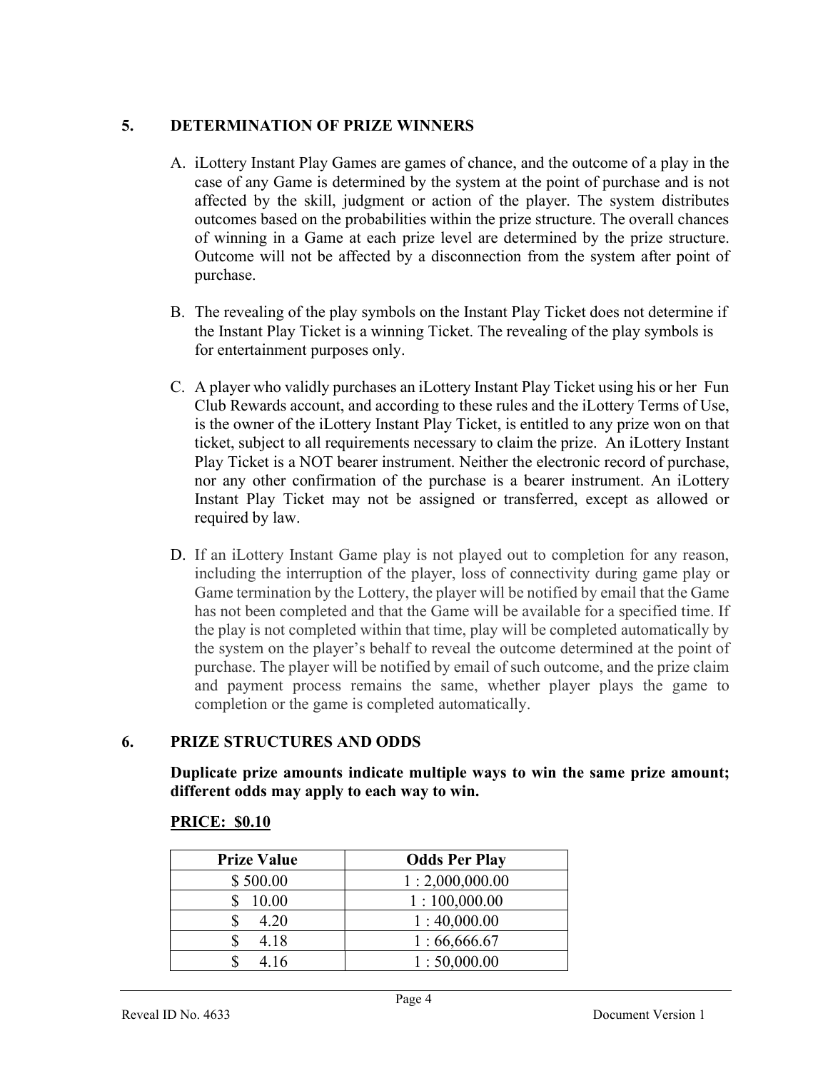## 5. DETERMINATION OF PRIZE WINNERS

A. iLottery Instant Play Games are games of chance, and the outcome of a play in the case of any Game is determined by the system at the point of purchase and is not affected by the skill, judgment or action of the player. The system distributes outcomes based on the probabilities within the prize structure. The overall chances of winning in a Game at each prize level are determined by the prize structure. Outcome will not be affected by a disconnection from the system after point of purchase.

B. The revealing of the play symbols on the Instant Play Ticket does not determine if the Instant Play Ticket is a winning Ticket. The revealing of the play symbols is for entertainment purposes only.

C. A player who validly purchases an iLottery Instant Play Ticket using his or her Fun Club Rewards account, and according to these rules and the iLottery Terms of Use, is the owner of the iLottery Instant Play Ticket, is entitled to any prize won on that ticket, subject to all requirements necessary to claim the prize. An iLottery Instant Play Ticket is a NOT bearer instrument. Neither the electronic record of purchase, nor any other confirmation of the purchase is a bearer instrument. An iLottery Instant Play Ticket may not be assigned or transferred, except as allowed or required by law.

D. If an iLottery Instant Game play is not played out to completion for any reason, including the interruption of the player, loss of connectivity during game play or Game termination by the Lottery, the player will be notified by email that the Game has not been completed and that the Game will be available for a specified time. If the play is not completed within that time, play will be completed automatically by the system on the player's behalf to reveal the outcome determined at the point of purchase. The player will be notified by email of such outcome, and the prize claim and payment process remains the same, whether player plays the game to completion or the game is completed automatically.

## 6. PRIZE STRUCTURES AND ODDS

**Duplicate prize amounts indicate multiple ways to win the same prize amount; different odds may apply to each way to win.**

**PRICE: $0.10**

| Prize Value | Odds Per Play |
|---|---|
| $ 500.00 | 1 : 2,000,000.00 |
| $ 10.00 | 1 : 100,000.00 |
| $ 4.20 | 1 : 40,000.00 |
| $ 4.18 | 1 : 66,666.67 |
| $ 4.16 | 1 : 50,000.00 |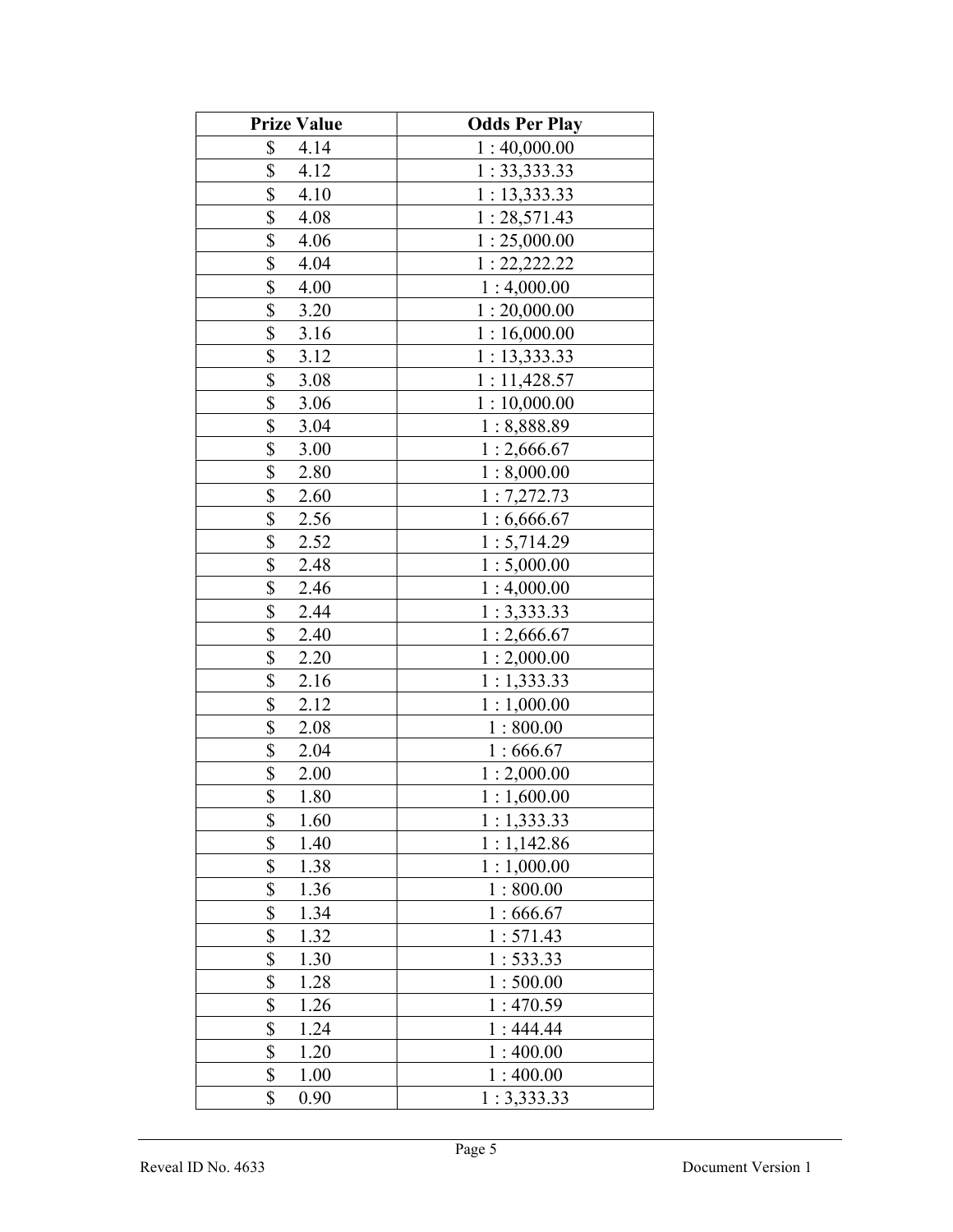| Prize Value | Odds Per Play |
|---|---|
| $ 4.14 | 1 : 40,000.00 |
| $ 4.12 | 1 : 33,333.33 |
| $ 4.10 | 1 : 13,333.33 |
| $ 4.08 | 1 : 28,571.43 |
| $ 4.06 | 1 : 25,000.00 |
| $ 4.04 | 1 : 22,222.22 |
| $ 4.00 | 1 : 4,000.00 |
| $ 3.20 | 1 : 20,000.00 |
| $ 3.16 | 1 : 16,000.00 |
| $ 3.12 | 1 : 13,333.33 |
| $ 3.08 | 1 : 11,428.57 |
| $ 3.06 | 1 : 10,000.00 |
| $ 3.04 | 1 : 8,888.89 |
| $ 3.00 | 1 : 2,666.67 |
| $ 2.80 | 1 : 8,000.00 |
| $ 2.60 | 1 : 7,272.73 |
| $ 2.56 | 1 : 6,666.67 |
| $ 2.52 | 1 : 5,714.29 |
| $ 2.48 | 1 : 5,000.00 |
| $ 2.46 | 1 : 4,000.00 |
| $ 2.44 | 1 : 3,333.33 |
| $ 2.40 | 1 : 2,666.67 |
| $ 2.20 | 1 : 2,000.00 |
| $ 2.16 | 1 : 1,333.33 |
| $ 2.12 | 1 : 1,000.00 |
| $ 2.08 | 1 : 800.00 |
| $ 2.04 | 1 : 666.67 |
| $ 2.00 | 1 : 2,000.00 |
| $ 1.80 | 1 : 1,600.00 |
| $ 1.60 | 1 : 1,333.33 |
| $ 1.40 | 1 : 1,142.86 |
| $ 1.38 | 1 : 1,000.00 |
| $ 1.36 | 1 : 800.00 |
| $ 1.34 | 1 : 666.67 |
| $ 1.32 | 1 : 571.43 |
| $ 1.30 | 1 : 533.33 |
| $ 1.28 | 1 : 500.00 |
| $ 1.26 | 1 : 470.59 |
| $ 1.24 | 1 : 444.44 |
| $ 1.20 | 1 : 400.00 |
| $ 1.00 | 1 : 400.00 |
| $ 0.90 | 1 : 3,333.33 |

Reveal ID No. 4633 Document Version 1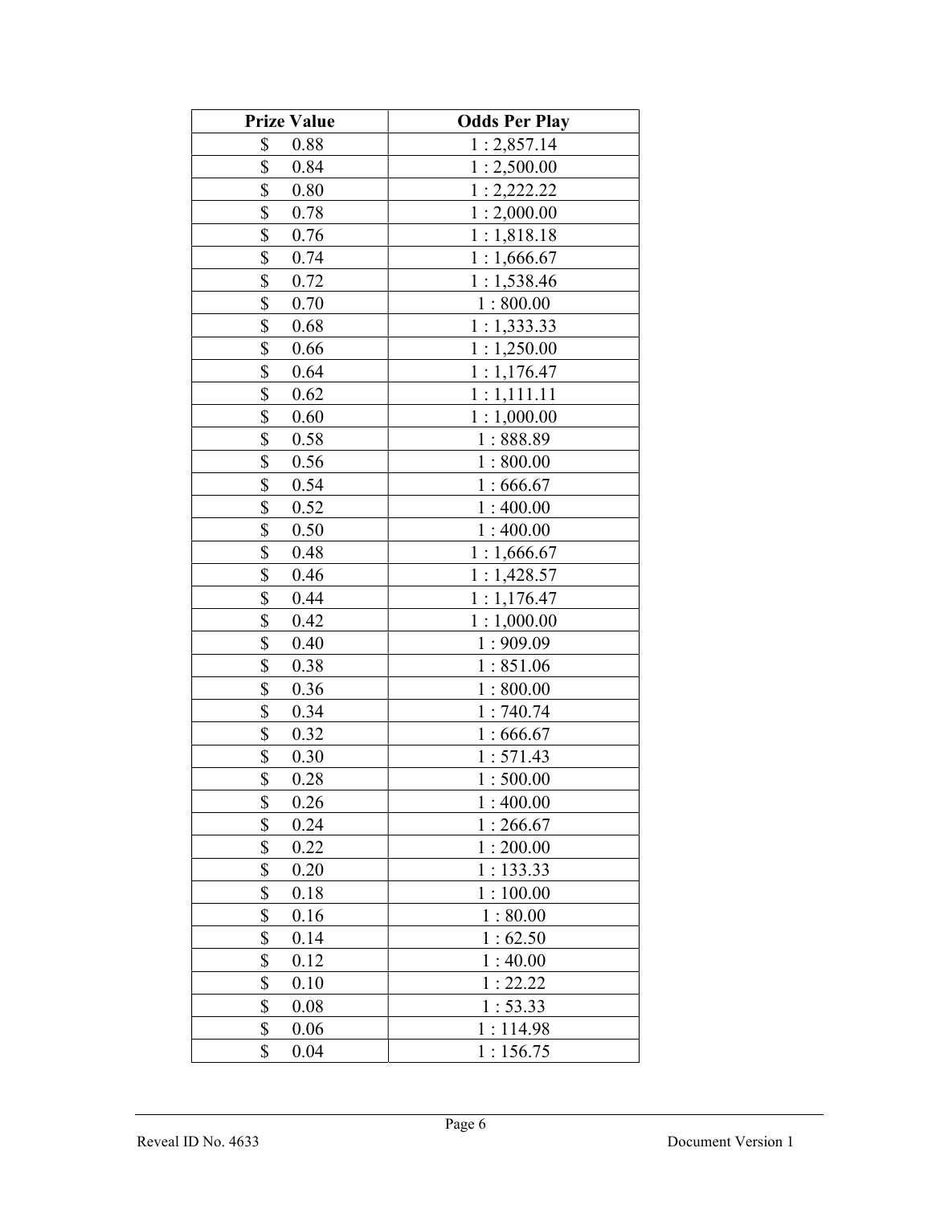| Prize Value | Odds Per Play |
|---|---|
| $ 0.88 | 1 : 2,857.14 |
| $ 0.84 | 1 : 2,500.00 |
| $ 0.80 | 1 : 2,222.22 |
| $ 0.78 | 1 : 2,000.00 |
| $ 0.76 | 1 : 1,818.18 |
| $ 0.74 | 1 : 1,666.67 |
| $ 0.72 | 1 : 1,538.46 |
| $ 0.70 | 1 : 800.00 |
| $ 0.68 | 1 : 1,333.33 |
| $ 0.66 | 1 : 1,250.00 |
| $ 0.64 | 1 : 1,176.47 |
| $ 0.62 | 1 : 1,111.11 |
| $ 0.60 | 1 : 1,000.00 |
| $ 0.58 | 1 : 888.89 |
| $ 0.56 | 1 : 800.00 |
| $ 0.54 | 1 : 666.67 |
| $ 0.52 | 1 : 400.00 |
| $ 0.50 | 1 : 400.00 |
| $ 0.48 | 1 : 1,666.67 |
| $ 0.46 | 1 : 1,428.57 |
| $ 0.44 | 1 : 1,176.47 |
| $ 0.42 | 1 : 1,000.00 |
| $ 0.40 | 1 : 909.09 |
| $ 0.38 | 1 : 851.06 |
| $ 0.36 | 1 : 800.00 |
| $ 0.34 | 1 : 740.74 |
| $ 0.32 | 1 : 666.67 |
| $ 0.30 | 1 : 571.43 |
| $ 0.28 | 1 : 500.00 |
| $ 0.26 | 1 : 400.00 |
| $ 0.24 | 1 : 266.67 |
| $ 0.22 | 1 : 200.00 |
| $ 0.20 | 1 : 133.33 |
| $ 0.18 | 1 : 100.00 |
| $ 0.16 | 1 : 80.00 |
| $ 0.14 | 1 : 62.50 |
| $ 0.12 | 1 : 40.00 |
| $ 0.10 | 1 : 22.22 |
| $ 0.08 | 1 : 53.33 |
| $ 0.06 | 1 : 114.98 |
| $ 0.04 | 1 : 156.75 |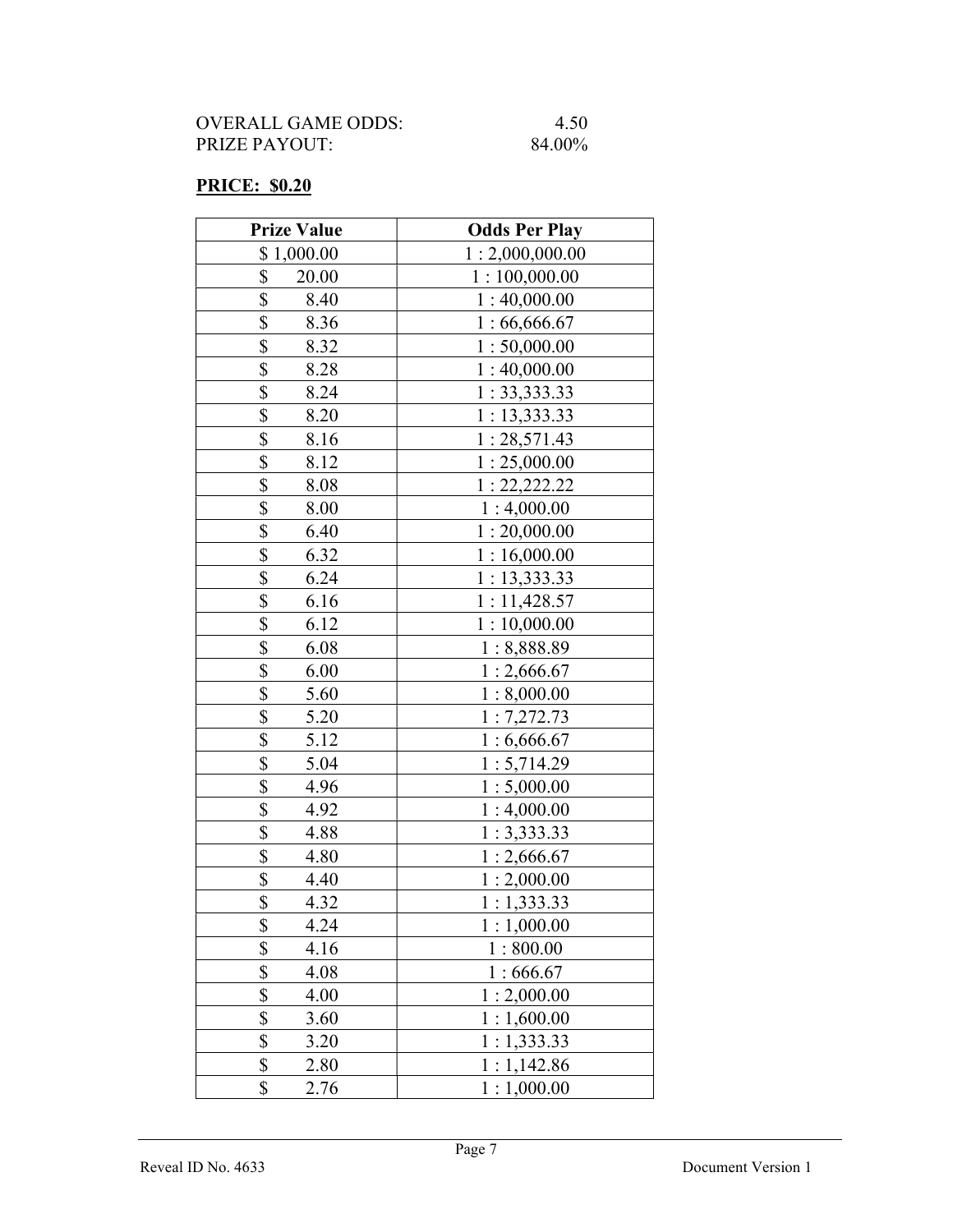OVERALL GAME ODDS: 4.50
PRIZE PAYOUT: 84.00%

**PRICE: $0.20**

| Prize Value | Odds Per Play |
|---|---|
| $ 1,000.00 | 1 : 2,000,000.00 |
| $ 20.00 | 1 : 100,000.00 |
| $ 8.40 | 1 : 40,000.00 |
| $ 8.36 | 1 : 66,666.67 |
| $ 8.32 | 1 : 50,000.00 |
| $ 8.28 | 1 : 40,000.00 |
| $ 8.24 | 1 : 33,333.33 |
| $ 8.20 | 1 : 13,333.33 |
| $ 8.16 | 1 : 28,571.43 |
| $ 8.12 | 1 : 25,000.00 |
| $ 8.08 | 1 : 22,222.22 |
| $ 8.00 | 1 : 4,000.00 |
| $ 6.40 | 1 : 20,000.00 |
| $ 6.32 | 1 : 16,000.00 |
| $ 6.24 | 1 : 13,333.33 |
| $ 6.16 | 1 : 11,428.57 |
| $ 6.12 | 1 : 10,000.00 |
| $ 6.08 | 1 : 8,888.89 |
| $ 6.00 | 1 : 2,666.67 |
| $ 5.60 | 1 : 8,000.00 |
| $ 5.20 | 1 : 7,272.73 |
| $ 5.12 | 1 : 6,666.67 |
| $ 5.04 | 1 : 5,714.29 |
| $ 4.96 | 1 : 5,000.00 |
| $ 4.92 | 1 : 4,000.00 |
| $ 4.88 | 1 : 3,333.33 |
| $ 4.80 | 1 : 2,666.67 |
| $ 4.40 | 1 : 2,000.00 |
| $ 4.32 | 1 : 1,333.33 |
| $ 4.24 | 1 : 1,000.00 |
| $ 4.16 | 1 : 800.00 |
| $ 4.08 | 1 : 666.67 |
| $ 4.00 | 1 : 2,000.00 |
| $ 3.60 | 1 : 1,600.00 |
| $ 3.20 | 1 : 1,333.33 |
| $ 2.80 | 1 : 1,142.86 |
| $ 2.76 | 1 : 1,000.00 |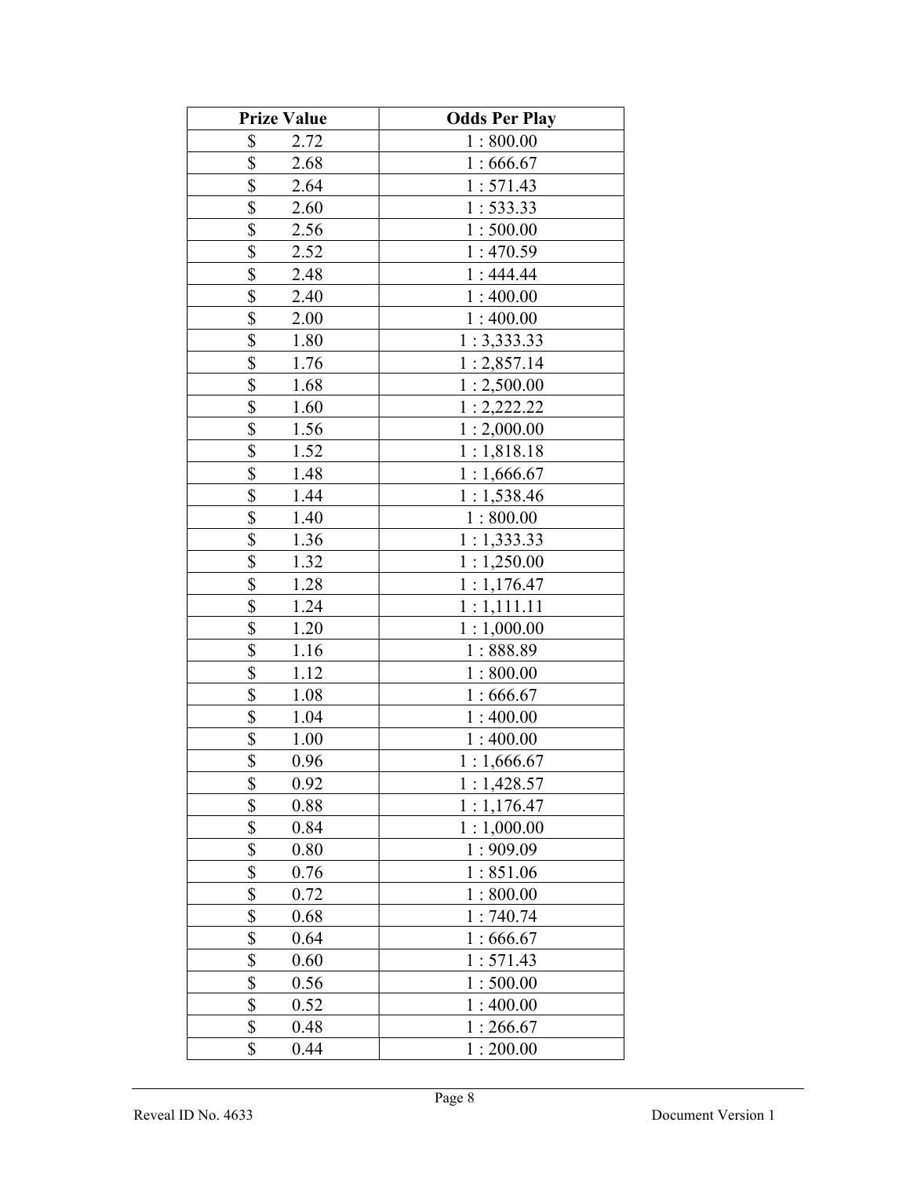| Prize Value | Odds Per Play |
|---|---|
| $ 2.72 | 1 : 800.00 |
| $ 2.68 | 1 : 666.67 |
| $ 2.64 | 1 : 571.43 |
| $ 2.60 | 1 : 533.33 |
| $ 2.56 | 1 : 500.00 |
| $ 2.52 | 1 : 470.59 |
| $ 2.48 | 1 : 444.44 |
| $ 2.40 | 1 : 400.00 |
| $ 2.00 | 1 : 400.00 |
| $ 1.80 | 1 : 3,333.33 |
| $ 1.76 | 1 : 2,857.14 |
| $ 1.68 | 1 : 2,500.00 |
| $ 1.60 | 1 : 2,222.22 |
| $ 1.56 | 1 : 2,000.00 |
| $ 1.52 | 1 : 1,818.18 |
| $ 1.48 | 1 : 1,666.67 |
| $ 1.44 | 1 : 1,538.46 |
| $ 1.40 | 1 : 800.00 |
| $ 1.36 | 1 : 1,333.33 |
| $ 1.32 | 1 : 1,250.00 |
| $ 1.28 | 1 : 1,176.47 |
| $ 1.24 | 1 : 1,111.11 |
| $ 1.20 | 1 : 1,000.00 |
| $ 1.16 | 1 : 888.89 |
| $ 1.12 | 1 : 800.00 |
| $ 1.08 | 1 : 666.67 |
| $ 1.04 | 1 : 400.00 |
| $ 1.00 | 1 : 400.00 |
| $ 0.96 | 1 : 1,666.67 |
| $ 0.92 | 1 : 1,428.57 |
| $ 0.88 | 1 : 1,176.47 |
| $ 0.84 | 1 : 1,000.00 |
| $ 0.80 | 1 : 909.09 |
| $ 0.76 | 1 : 851.06 |
| $ 0.72 | 1 : 800.00 |
| $ 0.68 | 1 : 740.74 |
| $ 0.64 | 1 : 666.67 |
| $ 0.60 | 1 : 571.43 |
| $ 0.56 | 1 : 500.00 |
| $ 0.52 | 1 : 400.00 |
| $ 0.48 | 1 : 266.67 |
| $ 0.44 | 1 : 200.00 |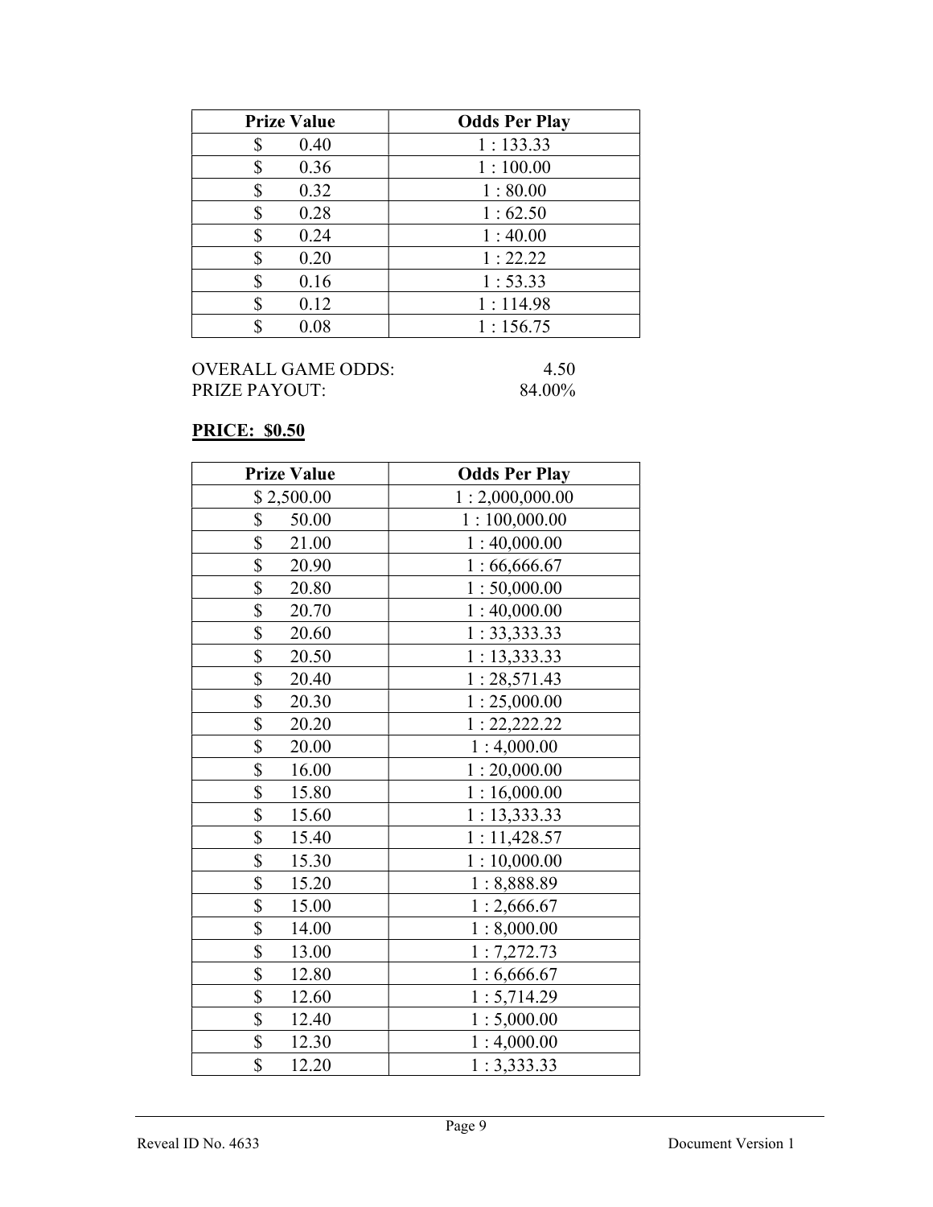| Prize Value | Odds Per Play |
|---|---|
| $ 0.40 | 1 : 133.33 |
| $ 0.36 | 1 : 100.00 |
| $ 0.32 | 1 : 80.00 |
| $ 0.28 | 1 : 62.50 |
| $ 0.24 | 1 : 40.00 |
| $ 0.20 | 1 : 22.22 |
| $ 0.16 | 1 : 53.33 |
| $ 0.12 | 1 : 114.98 |
| $ 0.08 | 1 : 156.75 |

OVERALL GAME ODDS: 4.50
PRIZE PAYOUT: 84.00%

**PRICE: $0.50**

| Prize Value | Odds Per Play |
|---|---|
| $ 2,500.00 | 1 : 2,000,000.00 |
| $ 50.00 | 1 : 100,000.00 |
| $ 21.00 | 1 : 40,000.00 |
| $ 20.90 | 1 : 66,666.67 |
| $ 20.80 | 1 : 50,000.00 |
| $ 20.70 | 1 : 40,000.00 |
| $ 20.60 | 1 : 33,333.33 |
| $ 20.50 | 1 : 13,333.33 |
| $ 20.40 | 1 : 28,571.43 |
| $ 20.30 | 1 : 25,000.00 |
| $ 20.20 | 1 : 22,222.22 |
| $ 20.00 | 1 : 4,000.00 |
| $ 16.00 | 1 : 20,000.00 |
| $ 15.80 | 1 : 16,000.00 |
| $ 15.60 | 1 : 13,333.33 |
| $ 15.40 | 1 : 11,428.57 |
| $ 15.30 | 1 : 10,000.00 |
| $ 15.20 | 1 : 8,888.89 |
| $ 15.00 | 1 : 2,666.67 |
| $ 14.00 | 1 : 8,000.00 |
| $ 13.00 | 1 : 7,272.73 |
| $ 12.80 | 1 : 6,666.67 |
| $ 12.60 | 1 : 5,714.29 |
| $ 12.40 | 1 : 5,000.00 |
| $ 12.30 | 1 : 4,000.00 |
| $ 12.20 | 1 : 3,333.33 |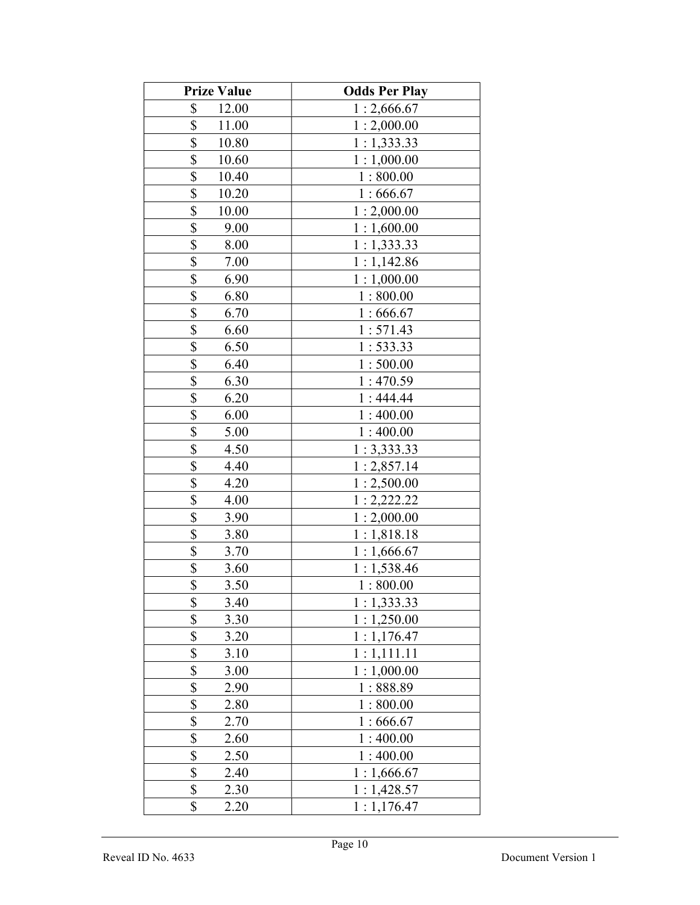| Prize Value | Odds Per Play |
|---|---|
| $ 12.00 | 1 : 2,666.67 |
| $ 11.00 | 1 : 2,000.00 |
| $ 10.80 | 1 : 1,333.33 |
| $ 10.60 | 1 : 1,000.00 |
| $ 10.40 | 1 : 800.00 |
| $ 10.20 | 1 : 666.67 |
| $ 10.00 | 1 : 2,000.00 |
| $ 9.00 | 1 : 1,600.00 |
| $ 8.00 | 1 : 1,333.33 |
| $ 7.00 | 1 : 1,142.86 |
| $ 6.90 | 1 : 1,000.00 |
| $ 6.80 | 1 : 800.00 |
| $ 6.70 | 1 : 666.67 |
| $ 6.60 | 1 : 571.43 |
| $ 6.50 | 1 : 533.33 |
| $ 6.40 | 1 : 500.00 |
| $ 6.30 | 1 : 470.59 |
| $ 6.20 | 1 : 444.44 |
| $ 6.00 | 1 : 400.00 |
| $ 5.00 | 1 : 400.00 |
| $ 4.50 | 1 : 3,333.33 |
| $ 4.40 | 1 : 2,857.14 |
| $ 4.20 | 1 : 2,500.00 |
| $ 4.00 | 1 : 2,222.22 |
| $ 3.90 | 1 : 2,000.00 |
| $ 3.80 | 1 : 1,818.18 |
| $ 3.70 | 1 : 1,666.67 |
| $ 3.60 | 1 : 1,538.46 |
| $ 3.50 | 1 : 800.00 |
| $ 3.40 | 1 : 1,333.33 |
| $ 3.30 | 1 : 1,250.00 |
| $ 3.20 | 1 : 1,176.47 |
| $ 3.10 | 1 : 1,111.11 |
| $ 3.00 | 1 : 1,000.00 |
| $ 2.90 | 1 : 888.89 |
| $ 2.80 | 1 : 800.00 |
| $ 2.70 | 1 : 666.67 |
| $ 2.60 | 1 : 400.00 |
| $ 2.50 | 1 : 400.00 |
| $ 2.40 | 1 : 1,666.67 |
| $ 2.30 | 1 : 1,428.57 |
| $ 2.20 | 1 : 1,176.47 |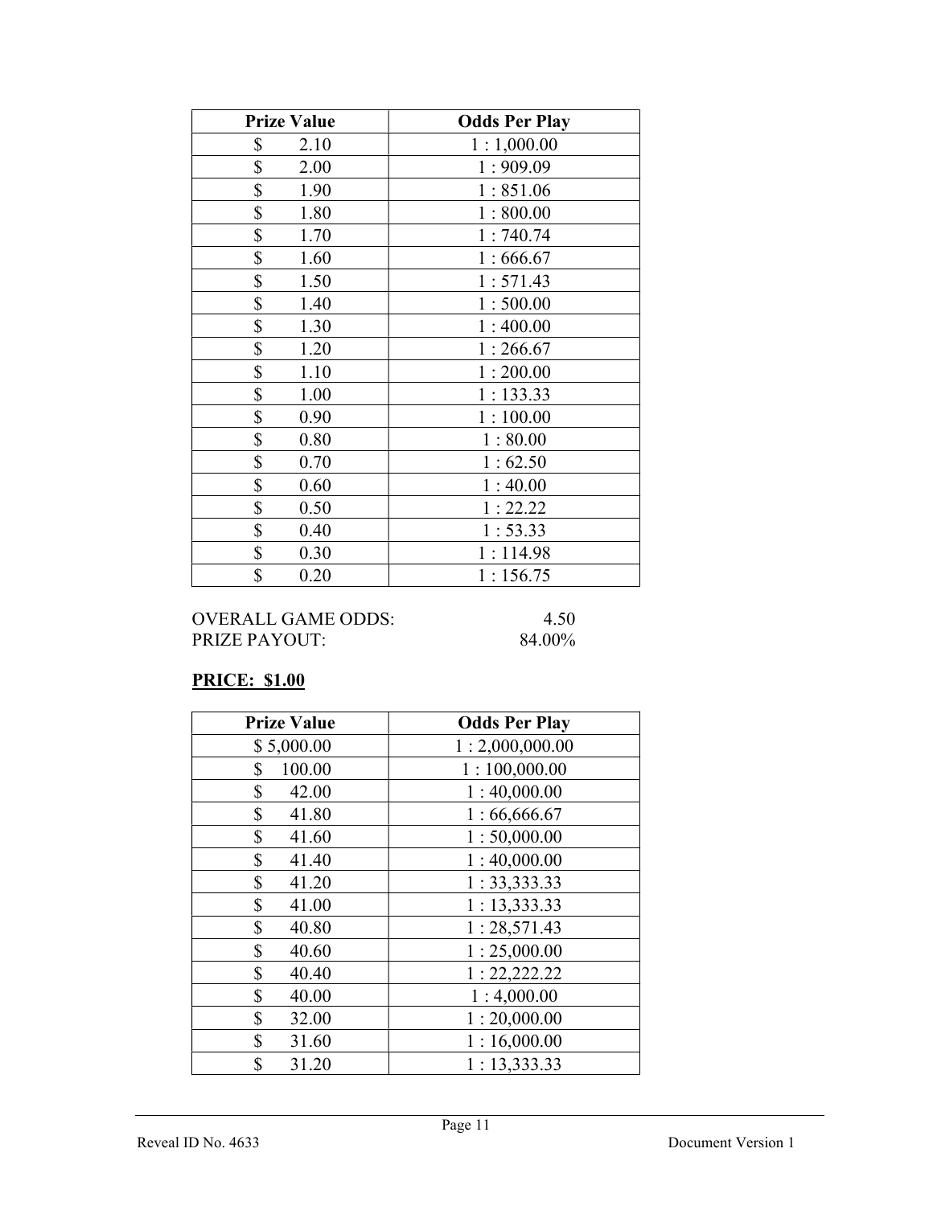| Prize Value | Odds Per Play |
|---|---|
| $ 2.10 | 1 : 1,000.00 |
| $ 2.00 | 1 : 909.09 |
| $ 1.90 | 1 : 851.06 |
| $ 1.80 | 1 : 800.00 |
| $ 1.70 | 1 : 740.74 |
| $ 1.60 | 1 : 666.67 |
| $ 1.50 | 1 : 571.43 |
| $ 1.40 | 1 : 500.00 |
| $ 1.30 | 1 : 400.00 |
| $ 1.20 | 1 : 266.67 |
| $ 1.10 | 1 : 200.00 |
| $ 1.00 | 1 : 133.33 |
| $ 0.90 | 1 : 100.00 |
| $ 0.80 | 1 : 80.00 |
| $ 0.70 | 1 : 62.50 |
| $ 0.60 | 1 : 40.00 |
| $ 0.50 | 1 : 22.22 |
| $ 0.40 | 1 : 53.33 |
| $ 0.30 | 1 : 114.98 |
| $ 0.20 | 1 : 156.75 |

OVERALL GAME ODDS: 4.50
PRIZE PAYOUT: 84.00%

**PRICE: $1.00**

| Prize Value | Odds Per Play |
|---|---|
| $ 5,000.00 | 1 : 2,000,000.00 |
| $ 100.00 | 1 : 100,000.00 |
| $ 42.00 | 1 : 40,000.00 |
| $ 41.80 | 1 : 66,666.67 |
| $ 41.60 | 1 : 50,000.00 |
| $ 41.40 | 1 : 40,000.00 |
| $ 41.20 | 1 : 33,333.33 |
| $ 41.00 | 1 : 13,333.33 |
| $ 40.80 | 1 : 28,571.43 |
| $ 40.60 | 1 : 25,000.00 |
| $ 40.40 | 1 : 22,222.22 |
| $ 40.00 | 1 : 4,000.00 |
| $ 32.00 | 1 : 20,000.00 |
| $ 31.60 | 1 : 16,000.00 |
| $ 31.20 | 1 : 13,333.33 |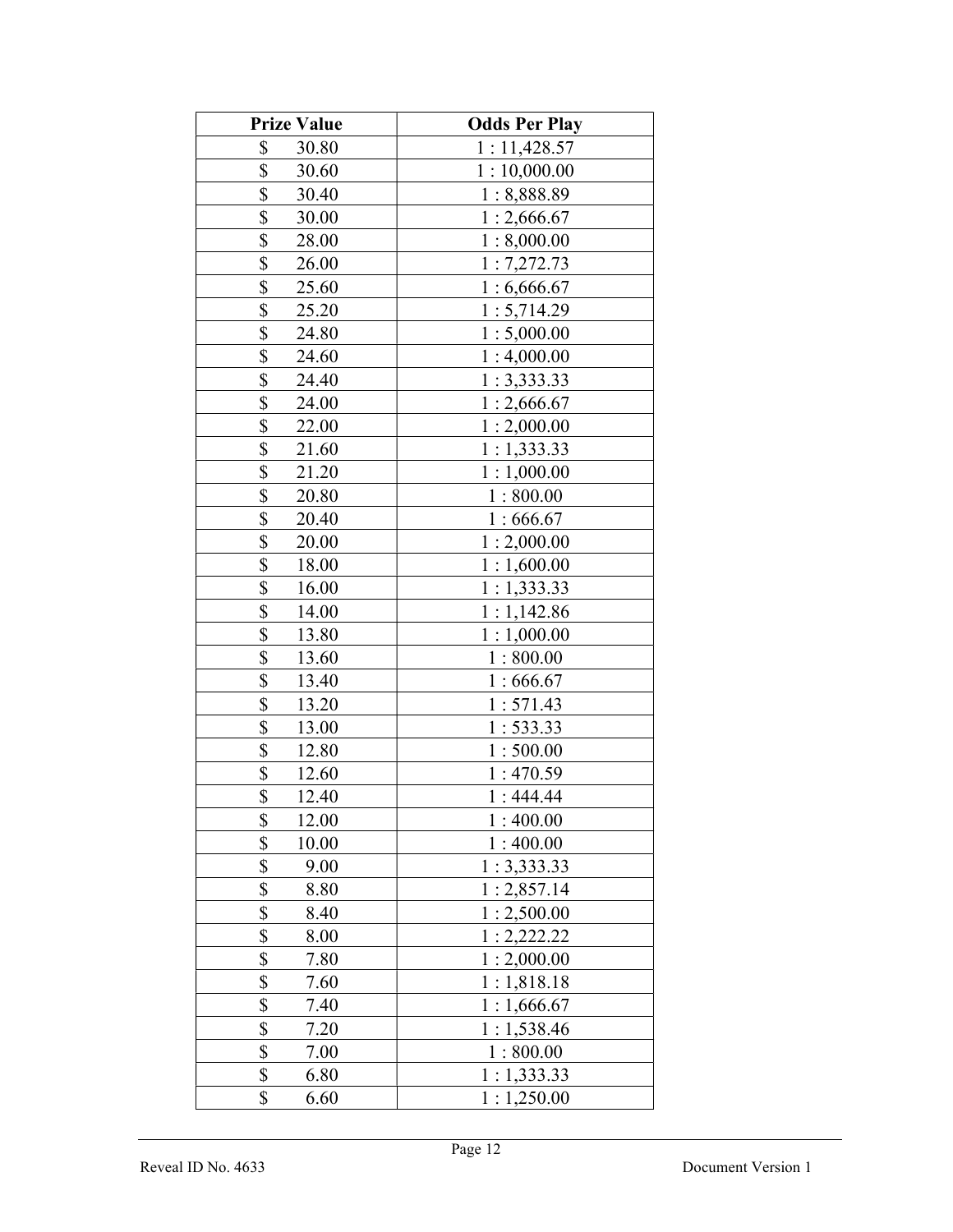| Prize Value | Odds Per Play |
|---|---|
| $ 30.80 | 1 : 11,428.57 |
| $ 30.60 | 1 : 10,000.00 |
| $ 30.40 | 1 : 8,888.89 |
| $ 30.00 | 1 : 2,666.67 |
| $ 28.00 | 1 : 8,000.00 |
| $ 26.00 | 1 : 7,272.73 |
| $ 25.60 | 1 : 6,666.67 |
| $ 25.20 | 1 : 5,714.29 |
| $ 24.80 | 1 : 5,000.00 |
| $ 24.60 | 1 : 4,000.00 |
| $ 24.40 | 1 : 3,333.33 |
| $ 24.00 | 1 : 2,666.67 |
| $ 22.00 | 1 : 2,000.00 |
| $ 21.60 | 1 : 1,333.33 |
| $ 21.20 | 1 : 1,000.00 |
| $ 20.80 | 1 : 800.00 |
| $ 20.40 | 1 : 666.67 |
| $ 20.00 | 1 : 2,000.00 |
| $ 18.00 | 1 : 1,600.00 |
| $ 16.00 | 1 : 1,333.33 |
| $ 14.00 | 1 : 1,142.86 |
| $ 13.80 | 1 : 1,000.00 |
| $ 13.60 | 1 : 800.00 |
| $ 13.40 | 1 : 666.67 |
| $ 13.20 | 1 : 571.43 |
| $ 13.00 | 1 : 533.33 |
| $ 12.80 | 1 : 500.00 |
| $ 12.60 | 1 : 470.59 |
| $ 12.40 | 1 : 444.44 |
| $ 12.00 | 1 : 400.00 |
| $ 10.00 | 1 : 400.00 |
| $ 9.00 | 1 : 3,333.33 |
| $ 8.80 | 1 : 2,857.14 |
| $ 8.40 | 1 : 2,500.00 |
| $ 8.00 | 1 : 2,222.22 |
| $ 7.80 | 1 : 2,000.00 |
| $ 7.60 | 1 : 1,818.18 |
| $ 7.40 | 1 : 1,666.67 |
| $ 7.20 | 1 : 1,538.46 |
| $ 7.00 | 1 : 800.00 |
| $ 6.80 | 1 : 1,333.33 |
| $ 6.60 | 1 : 1,250.00 |

Reveal ID No. 4633 Document Version 1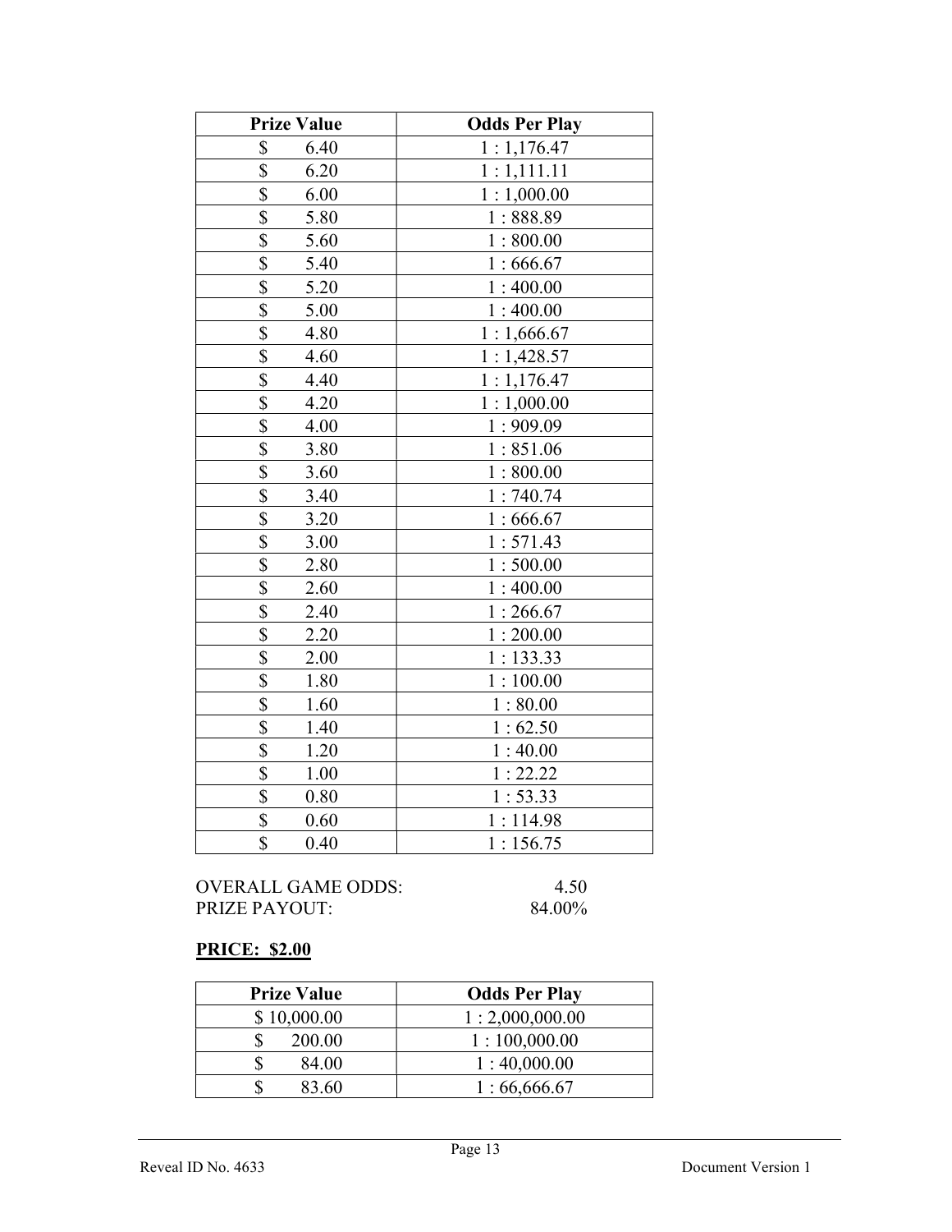| Prize Value | Odds Per Play |
|---|---|
| $ 6.40 | 1 : 1,176.47 |
| $ 6.20 | 1 : 1,111.11 |
| $ 6.00 | 1 : 1,000.00 |
| $ 5.80 | 1 : 888.89 |
| $ 5.60 | 1 : 800.00 |
| $ 5.40 | 1 : 666.67 |
| $ 5.20 | 1 : 400.00 |
| $ 5.00 | 1 : 400.00 |
| $ 4.80 | 1 : 1,666.67 |
| $ 4.60 | 1 : 1,428.57 |
| $ 4.40 | 1 : 1,176.47 |
| $ 4.20 | 1 : 1,000.00 |
| $ 4.00 | 1 : 909.09 |
| $ 3.80 | 1 : 851.06 |
| $ 3.60 | 1 : 800.00 |
| $ 3.40 | 1 : 740.74 |
| $ 3.20 | 1 : 666.67 |
| $ 3.00 | 1 : 571.43 |
| $ 2.80 | 1 : 500.00 |
| $ 2.60 | 1 : 400.00 |
| $ 2.40 | 1 : 266.67 |
| $ 2.20 | 1 : 200.00 |
| $ 2.00 | 1 : 133.33 |
| $ 1.80 | 1 : 100.00 |
| $ 1.60 | 1 : 80.00 |
| $ 1.40 | 1 : 62.50 |
| $ 1.20 | 1 : 40.00 |
| $ 1.00 | 1 : 22.22 |
| $ 0.80 | 1 : 53.33 |
| $ 0.60 | 1 : 114.98 |
| $ 0.40 | 1 : 156.75 |

OVERALL GAME ODDS: 4.50
PRIZE PAYOUT: 84.00%

**PRICE: $2.00**

| Prize Value | Odds Per Play |
|---|---|
| $ 10,000.00 | 1 : 2,000,000.00 |
| $ 200.00 | 1 : 100,000.00 |
| $ 84.00 | 1 : 40,000.00 |
| $ 83.60 | 1 : 66,666.67 |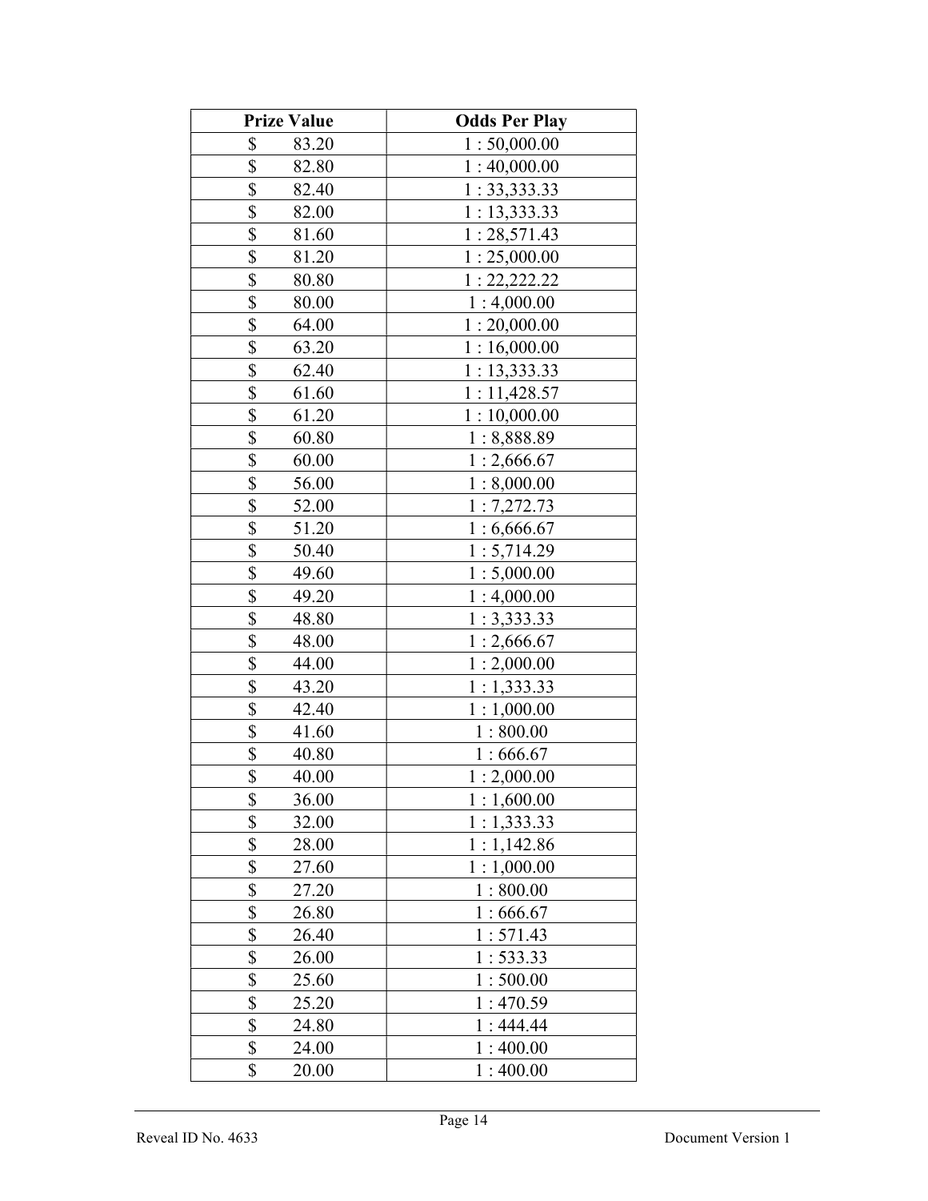| Prize Value | Odds Per Play |
|---|---|
| $ 83.20 | 1 : 50,000.00 |
| $ 82.80 | 1 : 40,000.00 |
| $ 82.40 | 1 : 33,333.33 |
| $ 82.00 | 1 : 13,333.33 |
| $ 81.60 | 1 : 28,571.43 |
| $ 81.20 | 1 : 25,000.00 |
| $ 80.80 | 1 : 22,222.22 |
| $ 80.00 | 1 : 4,000.00 |
| $ 64.00 | 1 : 20,000.00 |
| $ 63.20 | 1 : 16,000.00 |
| $ 62.40 | 1 : 13,333.33 |
| $ 61.60 | 1 : 11,428.57 |
| $ 61.20 | 1 : 10,000.00 |
| $ 60.80 | 1 : 8,888.89 |
| $ 60.00 | 1 : 2,666.67 |
| $ 56.00 | 1 : 8,000.00 |
| $ 52.00 | 1 : 7,272.73 |
| $ 51.20 | 1 : 6,666.67 |
| $ 50.40 | 1 : 5,714.29 |
| $ 49.60 | 1 : 5,000.00 |
| $ 49.20 | 1 : 4,000.00 |
| $ 48.80 | 1 : 3,333.33 |
| $ 48.00 | 1 : 2,666.67 |
| $ 44.00 | 1 : 2,000.00 |
| $ 43.20 | 1 : 1,333.33 |
| $ 42.40 | 1 : 1,000.00 |
| $ 41.60 | 1 : 800.00 |
| $ 40.80 | 1 : 666.67 |
| $ 40.00 | 1 : 2,000.00 |
| $ 36.00 | 1 : 1,600.00 |
| $ 32.00 | 1 : 1,333.33 |
| $ 28.00 | 1 : 1,142.86 |
| $ 27.60 | 1 : 1,000.00 |
| $ 27.20 | 1 : 800.00 |
| $ 26.80 | 1 : 666.67 |
| $ 26.40 | 1 : 571.43 |
| $ 26.00 | 1 : 533.33 |
| $ 25.60 | 1 : 500.00 |
| $ 25.20 | 1 : 470.59 |
| $ 24.80 | 1 : 444.44 |
| $ 24.00 | 1 : 400.00 |
| $ 20.00 | 1 : 400.00 |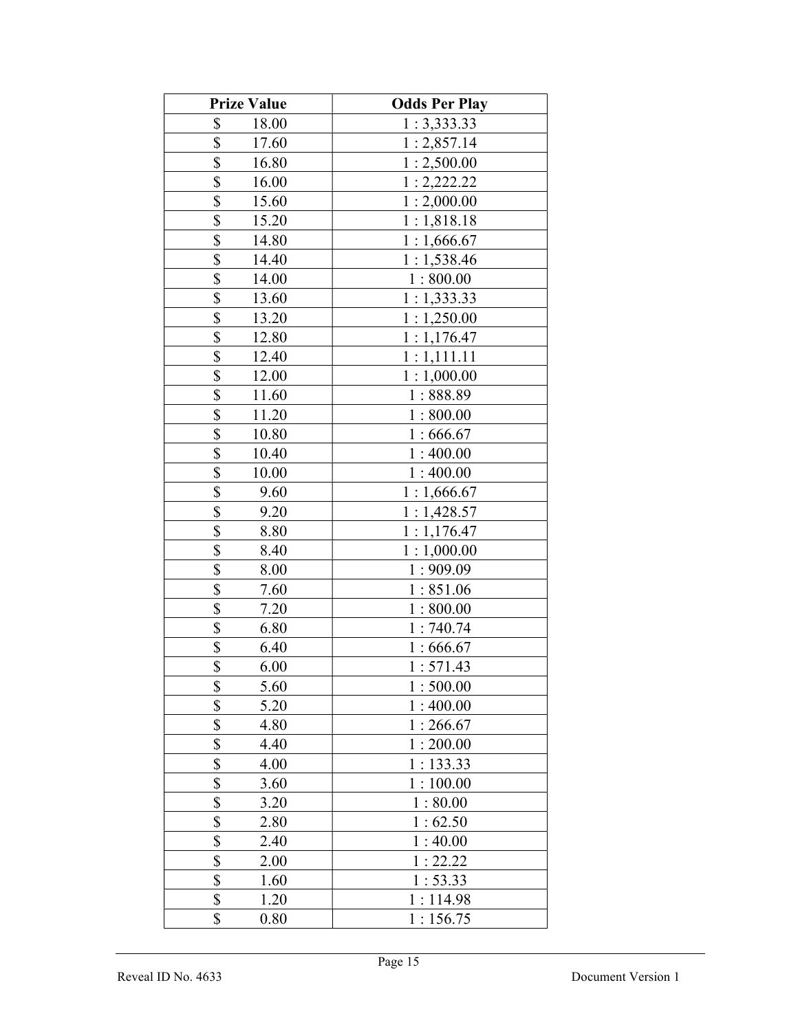| Prize Value | Odds Per Play |
| --- | --- |
| $ 18.00 | 1 : 3,333.33 |
| $ 17.60 | 1 : 2,857.14 |
| $ 16.80 | 1 : 2,500.00 |
| $ 16.00 | 1 : 2,222.22 |
| $ 15.60 | 1 : 2,000.00 |
| $ 15.20 | 1 : 1,818.18 |
| $ 14.80 | 1 : 1,666.67 |
| $ 14.40 | 1 : 1,538.46 |
| $ 14.00 | 1 : 800.00 |
| $ 13.60 | 1 : 1,333.33 |
| $ 13.20 | 1 : 1,250.00 |
| $ 12.80 | 1 : 1,176.47 |
| $ 12.40 | 1 : 1,111.11 |
| $ 12.00 | 1 : 1,000.00 |
| $ 11.60 | 1 : 888.89 |
| $ 11.20 | 1 : 800.00 |
| $ 10.80 | 1 : 666.67 |
| $ 10.40 | 1 : 400.00 |
| $ 10.00 | 1 : 400.00 |
| $ 9.60 | 1 : 1,666.67 |
| $ 9.20 | 1 : 1,428.57 |
| $ 8.80 | 1 : 1,176.47 |
| $ 8.40 | 1 : 1,000.00 |
| $ 8.00 | 1 : 909.09 |
| $ 7.60 | 1 : 851.06 |
| $ 7.20 | 1 : 800.00 |
| $ 6.80 | 1 : 740.74 |
| $ 6.40 | 1 : 666.67 |
| $ 6.00 | 1 : 571.43 |
| $ 5.60 | 1 : 500.00 |
| $ 5.20 | 1 : 400.00 |
| $ 4.80 | 1 : 266.67 |
| $ 4.40 | 1 : 200.00 |
| $ 4.00 | 1 : 133.33 |
| $ 3.60 | 1 : 100.00 |
| $ 3.20 | 1 : 80.00 |
| $ 2.80 | 1 : 62.50 |
| $ 2.40 | 1 : 40.00 |
| $ 2.00 | 1 : 22.22 |
| $ 1.60 | 1 : 53.33 |
| $ 1.20 | 1 : 114.98 |
| $ 0.80 | 1 : 156.75 |

Reveal ID No. 4633

Document Version 1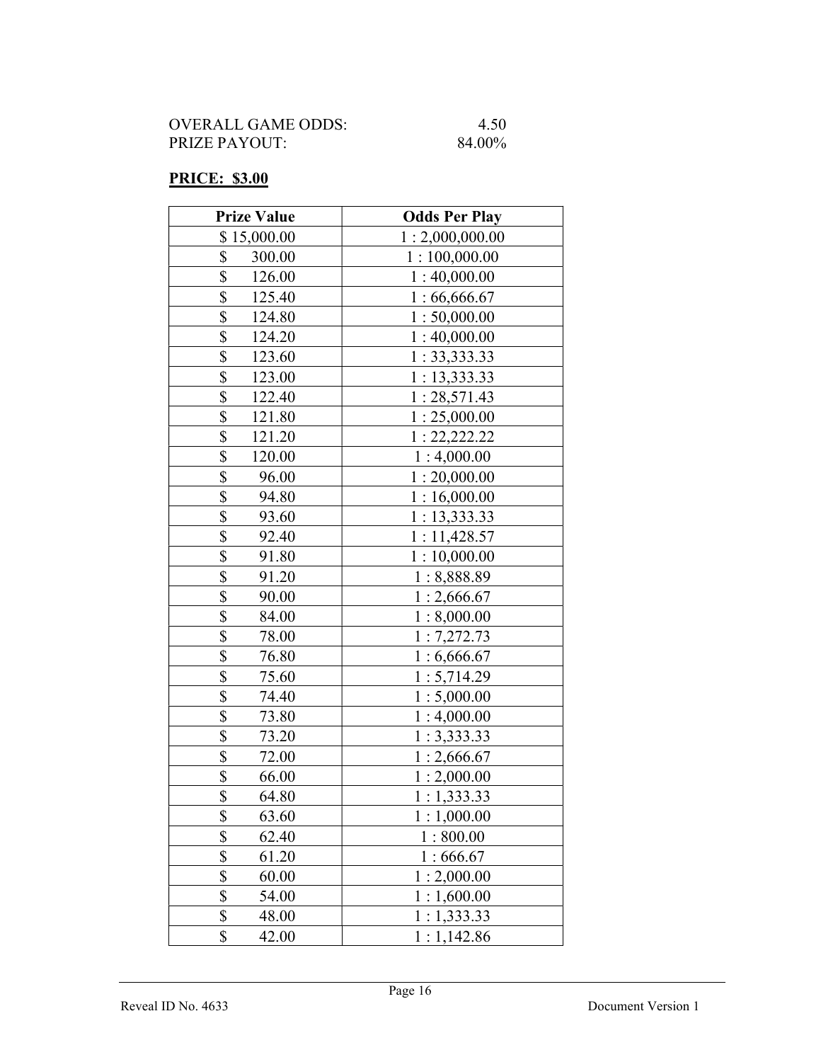OVERALL GAME ODDS: 4.50
PRIZE PAYOUT: 84.00%

**PRICE: $3.00**

| Prize Value | Odds Per Play |
|---|---|
| $ 15,000.00 | 1 : 2,000,000.00 |
| $ 300.00 | 1 : 100,000.00 |
| $ 126.00 | 1 : 40,000.00 |
| $ 125.40 | 1 : 66,666.67 |
| $ 124.80 | 1 : 50,000.00 |
| $ 124.20 | 1 : 40,000.00 |
| $ 123.60 | 1 : 33,333.33 |
| $ 123.00 | 1 : 13,333.33 |
| $ 122.40 | 1 : 28,571.43 |
| $ 121.80 | 1 : 25,000.00 |
| $ 121.20 | 1 : 22,222.22 |
| $ 120.00 | 1 : 4,000.00 |
| $ 96.00 | 1 : 20,000.00 |
| $ 94.80 | 1 : 16,000.00 |
| $ 93.60 | 1 : 13,333.33 |
| $ 92.40 | 1 : 11,428.57 |
| $ 91.80 | 1 : 10,000.00 |
| $ 91.20 | 1 : 8,888.89 |
| $ 90.00 | 1 : 2,666.67 |
| $ 84.00 | 1 : 8,000.00 |
| $ 78.00 | 1 : 7,272.73 |
| $ 76.80 | 1 : 6,666.67 |
| $ 75.60 | 1 : 5,714.29 |
| $ 74.40 | 1 : 5,000.00 |
| $ 73.80 | 1 : 4,000.00 |
| $ 73.20 | 1 : 3,333.33 |
| $ 72.00 | 1 : 2,666.67 |
| $ 66.00 | 1 : 2,000.00 |
| $ 64.80 | 1 : 1,333.33 |
| $ 63.60 | 1 : 1,000.00 |
| $ 62.40 | 1 : 800.00 |
| $ 61.20 | 1 : 666.67 |
| $ 60.00 | 1 : 2,000.00 |
| $ 54.00 | 1 : 1,600.00 |
| $ 48.00 | 1 : 1,333.33 |
| $ 42.00 | 1 : 1,142.86 |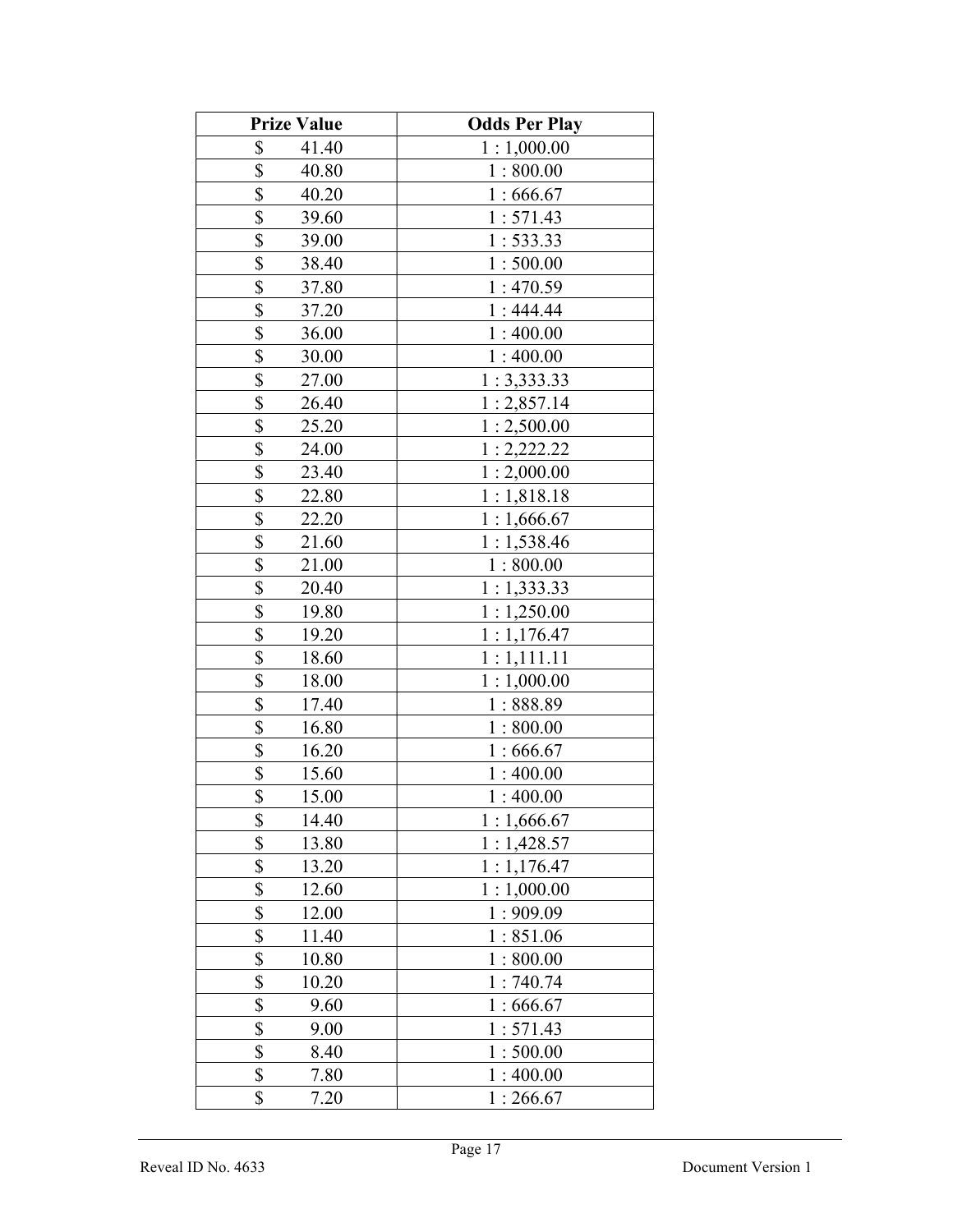| Prize Value | Odds Per Play |
|---|---|
| $ 41.40 | 1 : 1,000.00 |
| $ 40.80 | 1 : 800.00 |
| $ 40.20 | 1 : 666.67 |
| $ 39.60 | 1 : 571.43 |
| $ 39.00 | 1 : 533.33 |
| $ 38.40 | 1 : 500.00 |
| $ 37.80 | 1 : 470.59 |
| $ 37.20 | 1 : 444.44 |
| $ 36.00 | 1 : 400.00 |
| $ 30.00 | 1 : 400.00 |
| $ 27.00 | 1 : 3,333.33 |
| $ 26.40 | 1 : 2,857.14 |
| $ 25.20 | 1 : 2,500.00 |
| $ 24.00 | 1 : 2,222.22 |
| $ 23.40 | 1 : 2,000.00 |
| $ 22.80 | 1 : 1,818.18 |
| $ 22.20 | 1 : 1,666.67 |
| $ 21.60 | 1 : 1,538.46 |
| $ 21.00 | 1 : 800.00 |
| $ 20.40 | 1 : 1,333.33 |
| $ 19.80 | 1 : 1,250.00 |
| $ 19.20 | 1 : 1,176.47 |
| $ 18.60 | 1 : 1,111.11 |
| $ 18.00 | 1 : 1,000.00 |
| $ 17.40 | 1 : 888.89 |
| $ 16.80 | 1 : 800.00 |
| $ 16.20 | 1 : 666.67 |
| $ 15.60 | 1 : 400.00 |
| $ 15.00 | 1 : 400.00 |
| $ 14.40 | 1 : 1,666.67 |
| $ 13.80 | 1 : 1,428.57 |
| $ 13.20 | 1 : 1,176.47 |
| $ 12.60 | 1 : 1,000.00 |
| $ 12.00 | 1 : 909.09 |
| $ 11.40 | 1 : 851.06 |
| $ 10.80 | 1 : 800.00 |
| $ 10.20 | 1 : 740.74 |
| $ 9.60 | 1 : 666.67 |
| $ 9.00 | 1 : 571.43 |
| $ 8.40 | 1 : 500.00 |
| $ 7.80 | 1 : 400.00 |
| $ 7.20 | 1 : 266.67 |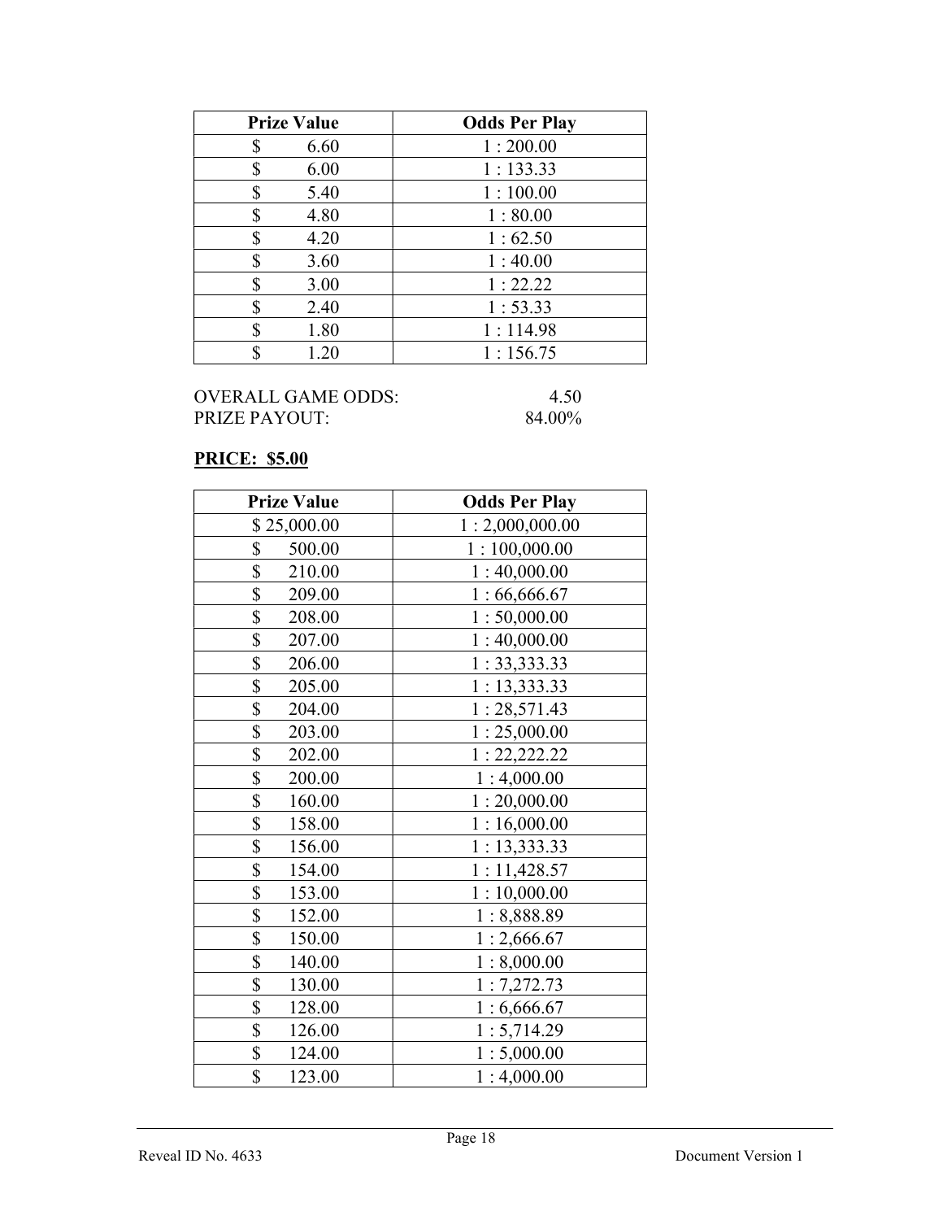| Prize Value | Odds Per Play |
|---|---|
| $ 6.60 | 1 : 200.00 |
| $ 6.00 | 1 : 133.33 |
| $ 5.40 | 1 : 100.00 |
| $ 4.80 | 1 : 80.00 |
| $ 4.20 | 1 : 62.50 |
| $ 3.60 | 1 : 40.00 |
| $ 3.00 | 1 : 22.22 |
| $ 2.40 | 1 : 53.33 |
| $ 1.80 | 1 : 114.98 |
| $ 1.20 | 1 : 156.75 |

OVERALL GAME ODDS: 4.50
PRIZE PAYOUT: 84.00%

**PRICE: $5.00**

| Prize Value | Odds Per Play |
|---|---|
| $ 25,000.00 | 1 : 2,000,000.00 |
| $ 500.00 | 1 : 100,000.00 |
| $ 210.00 | 1 : 40,000.00 |
| $ 209.00 | 1 : 66,666.67 |
| $ 208.00 | 1 : 50,000.00 |
| $ 207.00 | 1 : 40,000.00 |
| $ 206.00 | 1 : 33,333.33 |
| $ 205.00 | 1 : 13,333.33 |
| $ 204.00 | 1 : 28,571.43 |
| $ 203.00 | 1 : 25,000.00 |
| $ 202.00 | 1 : 22,222.22 |
| $ 200.00 | 1 : 4,000.00 |
| $ 160.00 | 1 : 20,000.00 |
| $ 158.00 | 1 : 16,000.00 |
| $ 156.00 | 1 : 13,333.33 |
| $ 154.00 | 1 : 11,428.57 |
| $ 153.00 | 1 : 10,000.00 |
| $ 152.00 | 1 : 8,888.89 |
| $ 150.00 | 1 : 2,666.67 |
| $ 140.00 | 1 : 8,000.00 |
| $ 130.00 | 1 : 7,272.73 |
| $ 128.00 | 1 : 6,666.67 |
| $ 126.00 | 1 : 5,714.29 |
| $ 124.00 | 1 : 5,000.00 |
| $ 123.00 | 1 : 4,000.00 |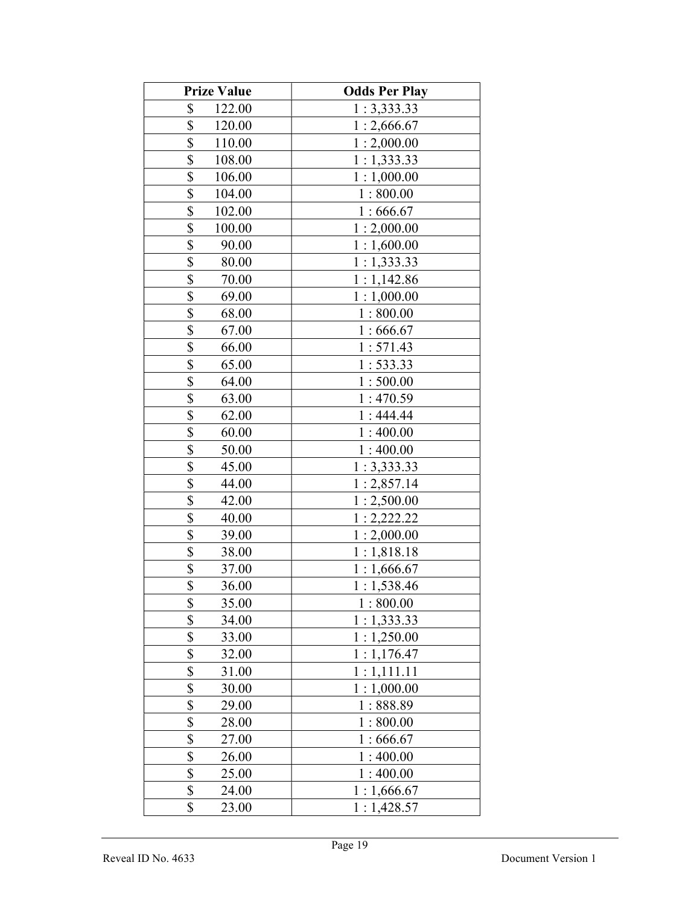| Prize Value | Odds Per Play |
| --- | --- |
| $ 122.00 | 1 : 3,333.33 |
| $ 120.00 | 1 : 2,666.67 |
| $ 110.00 | 1 : 2,000.00 |
| $ 108.00 | 1 : 1,333.33 |
| $ 106.00 | 1 : 1,000.00 |
| $ 104.00 | 1 : 800.00 |
| $ 102.00 | 1 : 666.67 |
| $ 100.00 | 1 : 2,000.00 |
| $ 90.00 | 1 : 1,600.00 |
| $ 80.00 | 1 : 1,333.33 |
| $ 70.00 | 1 : 1,142.86 |
| $ 69.00 | 1 : 1,000.00 |
| $ 68.00 | 1 : 800.00 |
| $ 67.00 | 1 : 666.67 |
| $ 66.00 | 1 : 571.43 |
| $ 65.00 | 1 : 533.33 |
| $ 64.00 | 1 : 500.00 |
| $ 63.00 | 1 : 470.59 |
| $ 62.00 | 1 : 444.44 |
| $ 60.00 | 1 : 400.00 |
| $ 50.00 | 1 : 400.00 |
| $ 45.00 | 1 : 3,333.33 |
| $ 44.00 | 1 : 2,857.14 |
| $ 42.00 | 1 : 2,500.00 |
| $ 40.00 | 1 : 2,222.22 |
| $ 39.00 | 1 : 2,000.00 |
| $ 38.00 | 1 : 1,818.18 |
| $ 37.00 | 1 : 1,666.67 |
| $ 36.00 | 1 : 1,538.46 |
| $ 35.00 | 1 : 800.00 |
| $ 34.00 | 1 : 1,333.33 |
| $ 33.00 | 1 : 1,250.00 |
| $ 32.00 | 1 : 1,176.47 |
| $ 31.00 | 1 : 1,111.11 |
| $ 30.00 | 1 : 1,000.00 |
| $ 29.00 | 1 : 888.89 |
| $ 28.00 | 1 : 800.00 |
| $ 27.00 | 1 : 666.67 |
| $ 26.00 | 1 : 400.00 |
| $ 25.00 | 1 : 400.00 |
| $ 24.00 | 1 : 1,666.67 |
| $ 23.00 | 1 : 1,428.57 |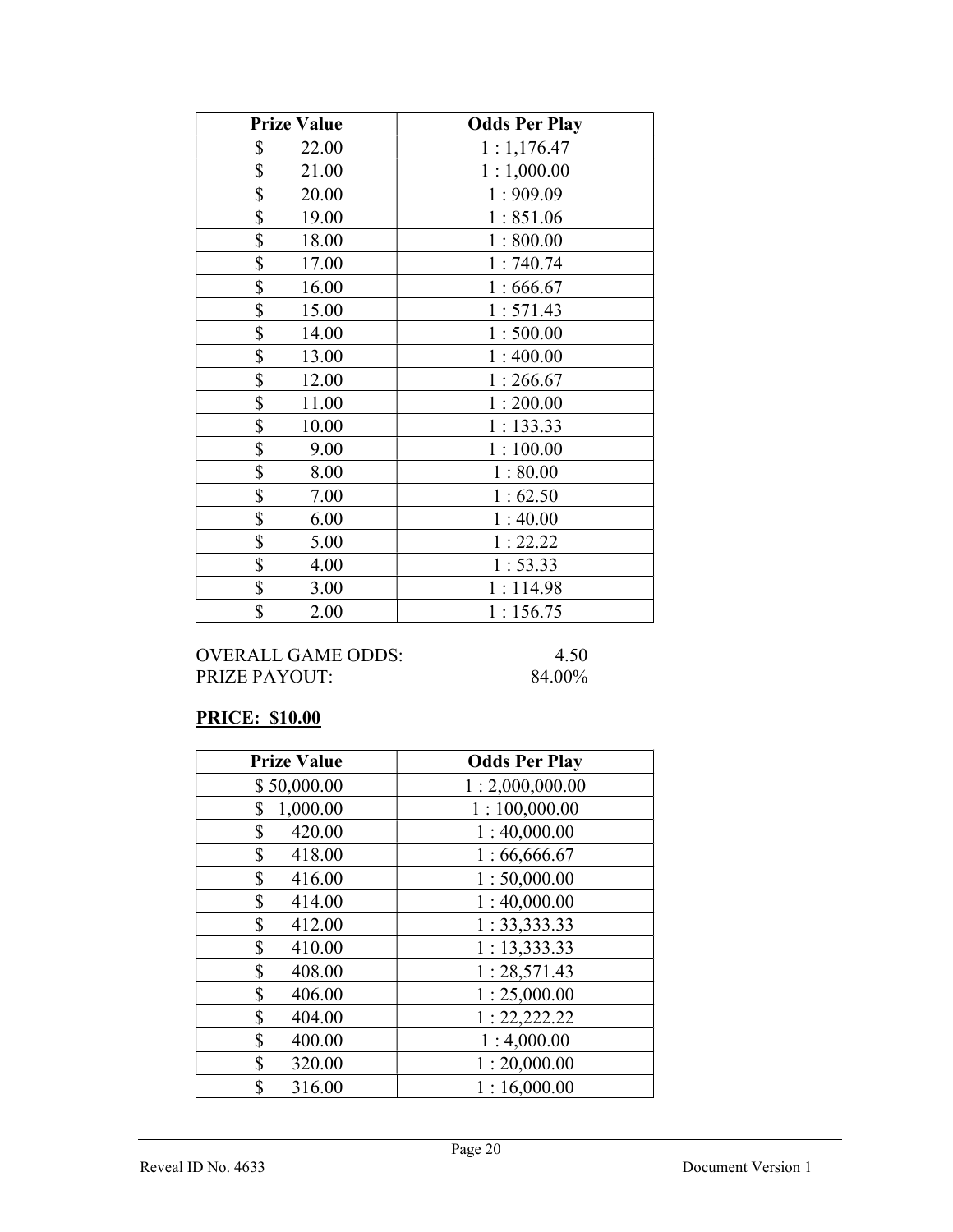| Prize Value | Odds Per Play |
|---|---|
| $ 22.00 | 1 : 1,176.47 |
| $ 21.00 | 1 : 1,000.00 |
| $ 20.00 | 1 : 909.09 |
| $ 19.00 | 1 : 851.06 |
| $ 18.00 | 1 : 800.00 |
| $ 17.00 | 1 : 740.74 |
| $ 16.00 | 1 : 666.67 |
| $ 15.00 | 1 : 571.43 |
| $ 14.00 | 1 : 500.00 |
| $ 13.00 | 1 : 400.00 |
| $ 12.00 | 1 : 266.67 |
| $ 11.00 | 1 : 200.00 |
| $ 10.00 | 1 : 133.33 |
| $ 9.00 | 1 : 100.00 |
| $ 8.00 | 1 : 80.00 |
| $ 7.00 | 1 : 62.50 |
| $ 6.00 | 1 : 40.00 |
| $ 5.00 | 1 : 22.22 |
| $ 4.00 | 1 : 53.33 |
| $ 3.00 | 1 : 114.98 |
| $ 2.00 | 1 : 156.75 |

OVERALL GAME ODDS: 4.50
PRIZE PAYOUT: 84.00%

**PRICE: $10.00**

| Prize Value | Odds Per Play |
|---|---|
| $ 50,000.00 | 1 : 2,000,000.00 |
| $ 1,000.00 | 1 : 100,000.00 |
| $ 420.00 | 1 : 40,000.00 |
| $ 418.00 | 1 : 66,666.67 |
| $ 416.00 | 1 : 50,000.00 |
| $ 414.00 | 1 : 40,000.00 |
| $ 412.00 | 1 : 33,333.33 |
| $ 410.00 | 1 : 13,333.33 |
| $ 408.00 | 1 : 28,571.43 |
| $ 406.00 | 1 : 25,000.00 |
| $ 404.00 | 1 : 22,222.22 |
| $ 400.00 | 1 : 4,000.00 |
| $ 320.00 | 1 : 20,000.00 |
| $ 316.00 | 1 : 16,000.00 |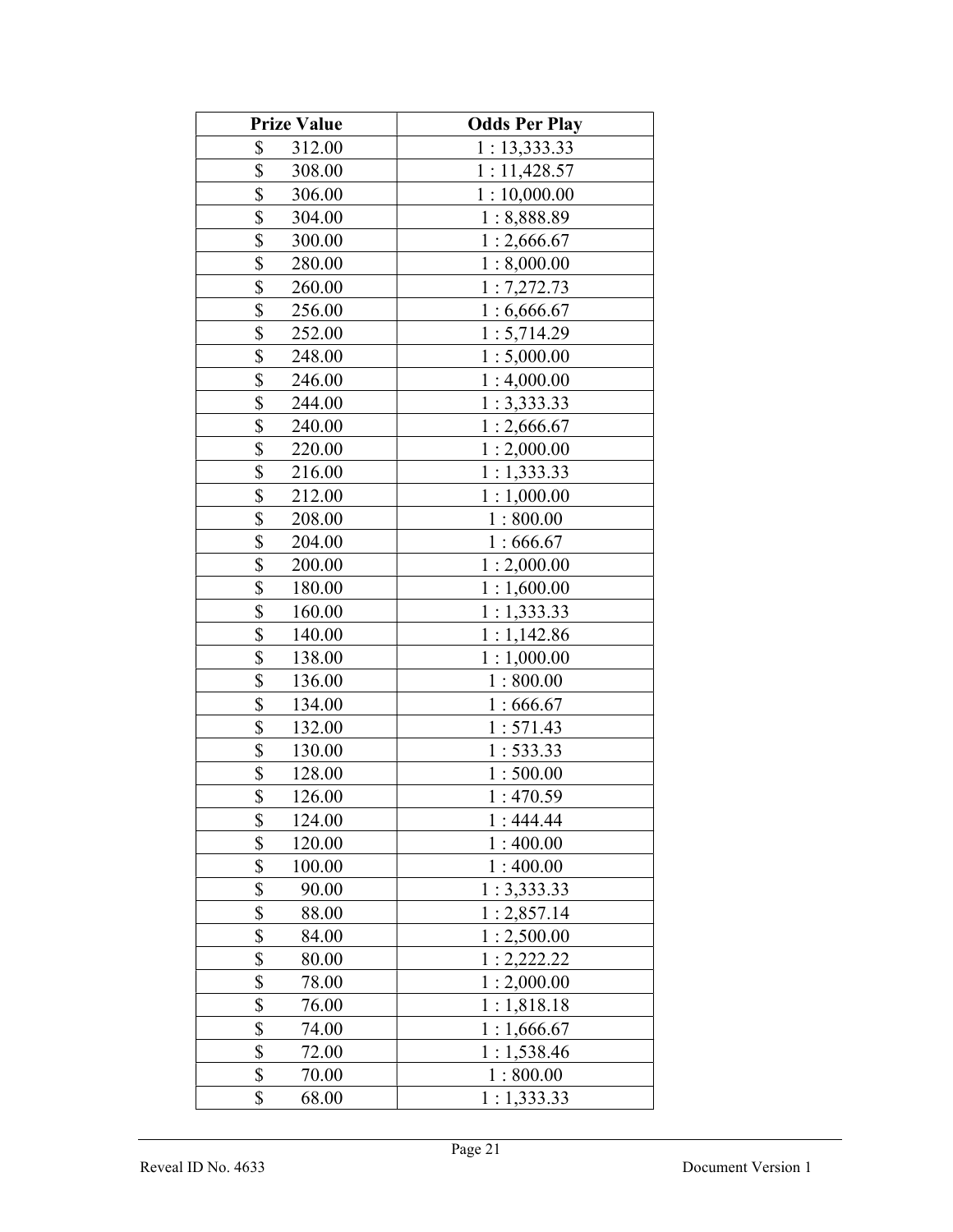| Prize Value | Odds Per Play |
|---|---|
| $ 312.00 | 1 : 13,333.33 |
| $ 308.00 | 1 : 11,428.57 |
| $ 306.00 | 1 : 10,000.00 |
| $ 304.00 | 1 : 8,888.89 |
| $ 300.00 | 1 : 2,666.67 |
| $ 280.00 | 1 : 8,000.00 |
| $ 260.00 | 1 : 7,272.73 |
| $ 256.00 | 1 : 6,666.67 |
| $ 252.00 | 1 : 5,714.29 |
| $ 248.00 | 1 : 5,000.00 |
| $ 246.00 | 1 : 4,000.00 |
| $ 244.00 | 1 : 3,333.33 |
| $ 240.00 | 1 : 2,666.67 |
| $ 220.00 | 1 : 2,000.00 |
| $ 216.00 | 1 : 1,333.33 |
| $ 212.00 | 1 : 1,000.00 |
| $ 208.00 | 1 : 800.00 |
| $ 204.00 | 1 : 666.67 |
| $ 200.00 | 1 : 2,000.00 |
| $ 180.00 | 1 : 1,600.00 |
| $ 160.00 | 1 : 1,333.33 |
| $ 140.00 | 1 : 1,142.86 |
| $ 138.00 | 1 : 1,000.00 |
| $ 136.00 | 1 : 800.00 |
| $ 134.00 | 1 : 666.67 |
| $ 132.00 | 1 : 571.43 |
| $ 130.00 | 1 : 533.33 |
| $ 128.00 | 1 : 500.00 |
| $ 126.00 | 1 : 470.59 |
| $ 124.00 | 1 : 444.44 |
| $ 120.00 | 1 : 400.00 |
| $ 100.00 | 1 : 400.00 |
| $ 90.00 | 1 : 3,333.33 |
| $ 88.00 | 1 : 2,857.14 |
| $ 84.00 | 1 : 2,500.00 |
| $ 80.00 | 1 : 2,222.22 |
| $ 78.00 | 1 : 2,000.00 |
| $ 76.00 | 1 : 1,818.18 |
| $ 74.00 | 1 : 1,666.67 |
| $ 72.00 | 1 : 1,538.46 |
| $ 70.00 | 1 : 800.00 |
| $ 68.00 | 1 : 1,333.33 |

Reveal ID No. 4633 Document Version 1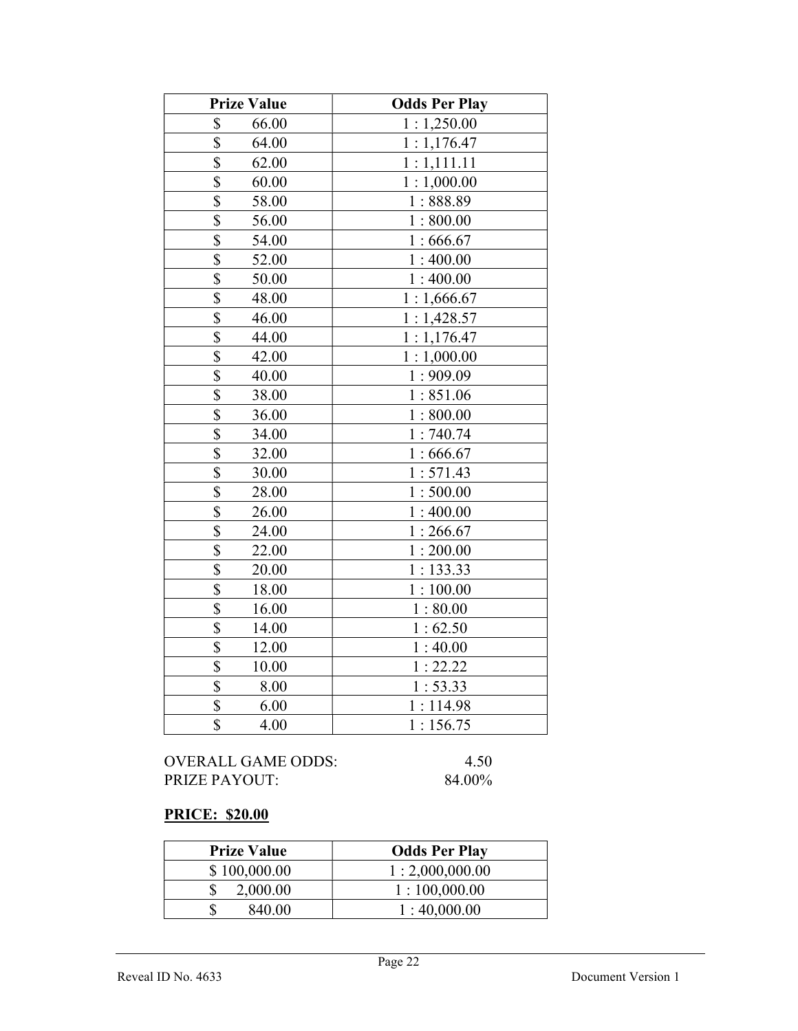| Prize Value | Odds Per Play |
| --- | --- |
| $ 66.00 | 1 : 1,250.00 |
| $ 64.00 | 1 : 1,176.47 |
| $ 62.00 | 1 : 1,111.11 |
| $ 60.00 | 1 : 1,000.00 |
| $ 58.00 | 1 : 888.89 |
| $ 56.00 | 1 : 800.00 |
| $ 54.00 | 1 : 666.67 |
| $ 52.00 | 1 : 400.00 |
| $ 50.00 | 1 : 400.00 |
| $ 48.00 | 1 : 1,666.67 |
| $ 46.00 | 1 : 1,428.57 |
| $ 44.00 | 1 : 1,176.47 |
| $ 42.00 | 1 : 1,000.00 |
| $ 40.00 | 1 : 909.09 |
| $ 38.00 | 1 : 851.06 |
| $ 36.00 | 1 : 800.00 |
| $ 34.00 | 1 : 740.74 |
| $ 32.00 | 1 : 666.67 |
| $ 30.00 | 1 : 571.43 |
| $ 28.00 | 1 : 500.00 |
| $ 26.00 | 1 : 400.00 |
| $ 24.00 | 1 : 266.67 |
| $ 22.00 | 1 : 200.00 |
| $ 20.00 | 1 : 133.33 |
| $ 18.00 | 1 : 100.00 |
| $ 16.00 | 1 : 80.00 |
| $ 14.00 | 1 : 62.50 |
| $ 12.00 | 1 : 40.00 |
| $ 10.00 | 1 : 22.22 |
| $ 8.00 | 1 : 53.33 |
| $ 6.00 | 1 : 114.98 |
| $ 4.00 | 1 : 156.75 |

OVERALL GAME ODDS: 4.50
PRIZE PAYOUT: 84.00%

**PRICE: $20.00**

| Prize Value | Odds Per Play |
| --- | --- |
| $ 100,000.00 | 1 : 2,000,000.00 |
| $ 2,000.00 | 1 : 100,000.00 |
| $ 840.00 | 1 : 40,000.00 |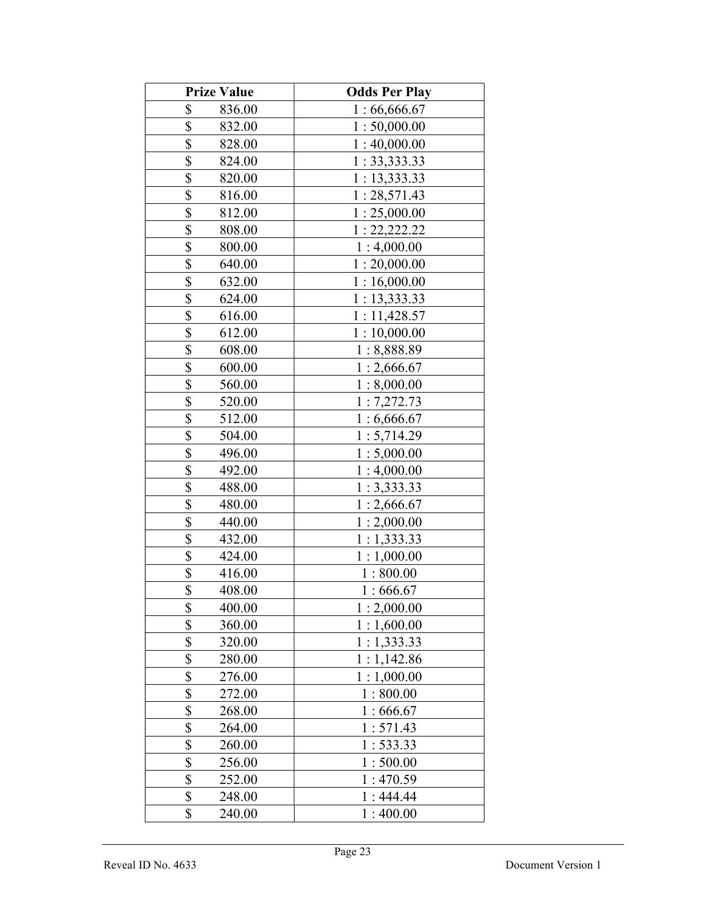| Prize Value | Odds Per Play |
|---|---|
| $ 836.00 | 1 : 66,666.67 |
| $ 832.00 | 1 : 50,000.00 |
| $ 828.00 | 1 : 40,000.00 |
| $ 824.00 | 1 : 33,333.33 |
| $ 820.00 | 1 : 13,333.33 |
| $ 816.00 | 1 : 28,571.43 |
| $ 812.00 | 1 : 25,000.00 |
| $ 808.00 | 1 : 22,222.22 |
| $ 800.00 | 1 : 4,000.00 |
| $ 640.00 | 1 : 20,000.00 |
| $ 632.00 | 1 : 16,000.00 |
| $ 624.00 | 1 : 13,333.33 |
| $ 616.00 | 1 : 11,428.57 |
| $ 612.00 | 1 : 10,000.00 |
| $ 608.00 | 1 : 8,888.89 |
| $ 600.00 | 1 : 2,666.67 |
| $ 560.00 | 1 : 8,000.00 |
| $ 520.00 | 1 : 7,272.73 |
| $ 512.00 | 1 : 6,666.67 |
| $ 504.00 | 1 : 5,714.29 |
| $ 496.00 | 1 : 5,000.00 |
| $ 492.00 | 1 : 4,000.00 |
| $ 488.00 | 1 : 3,333.33 |
| $ 480.00 | 1 : 2,666.67 |
| $ 440.00 | 1 : 2,000.00 |
| $ 432.00 | 1 : 1,333.33 |
| $ 424.00 | 1 : 1,000.00 |
| $ 416.00 | 1 : 800.00 |
| $ 408.00 | 1 : 666.67 |
| $ 400.00 | 1 : 2,000.00 |
| $ 360.00 | 1 : 1,600.00 |
| $ 320.00 | 1 : 1,333.33 |
| $ 280.00 | 1 : 1,142.86 |
| $ 276.00 | 1 : 1,000.00 |
| $ 272.00 | 1 : 800.00 |
| $ 268.00 | 1 : 666.67 |
| $ 264.00 | 1 : 571.43 |
| $ 260.00 | 1 : 533.33 |
| $ 256.00 | 1 : 500.00 |
| $ 252.00 | 1 : 470.59 |
| $ 248.00 | 1 : 444.44 |
| $ 240.00 | 1 : 400.00 |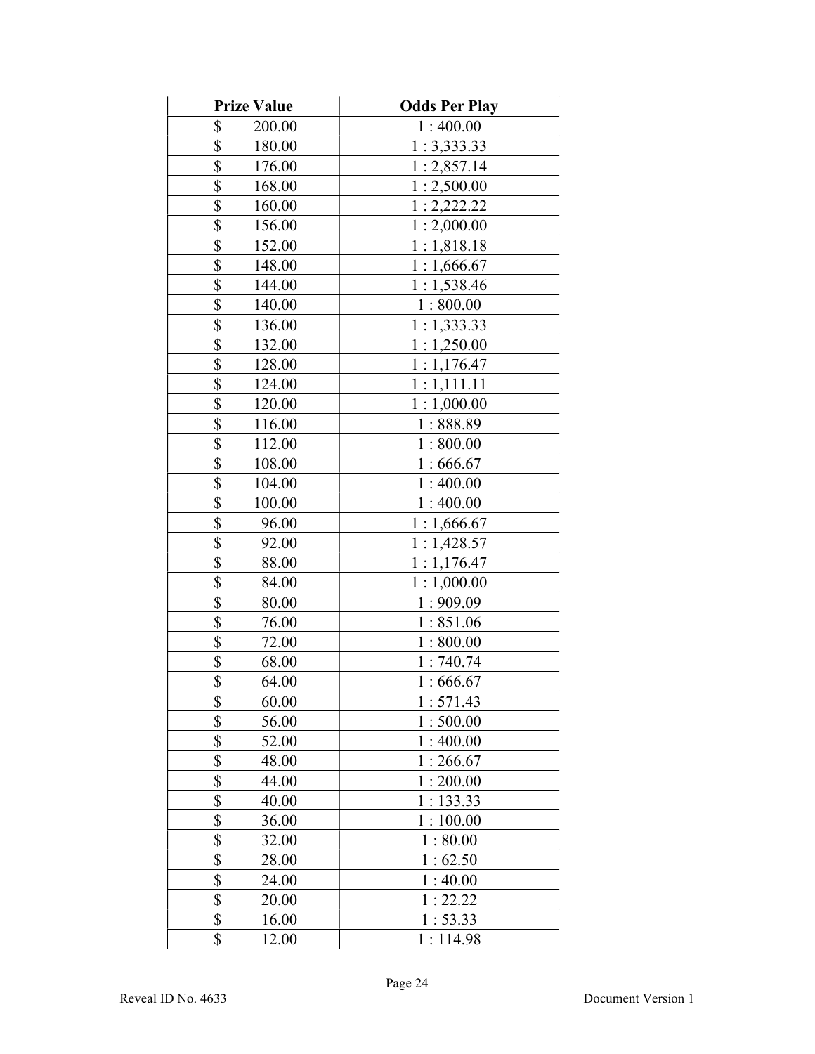| Prize Value | Odds Per Play |
|---|---|
| $ 200.00 | 1 : 400.00 |
| $ 180.00 | 1 : 3,333.33 |
| $ 176.00 | 1 : 2,857.14 |
| $ 168.00 | 1 : 2,500.00 |
| $ 160.00 | 1 : 2,222.22 |
| $ 156.00 | 1 : 2,000.00 |
| $ 152.00 | 1 : 1,818.18 |
| $ 148.00 | 1 : 1,666.67 |
| $ 144.00 | 1 : 1,538.46 |
| $ 140.00 | 1 : 800.00 |
| $ 136.00 | 1 : 1,333.33 |
| $ 132.00 | 1 : 1,250.00 |
| $ 128.00 | 1 : 1,176.47 |
| $ 124.00 | 1 : 1,111.11 |
| $ 120.00 | 1 : 1,000.00 |
| $ 116.00 | 1 : 888.89 |
| $ 112.00 | 1 : 800.00 |
| $ 108.00 | 1 : 666.67 |
| $ 104.00 | 1 : 400.00 |
| $ 100.00 | 1 : 400.00 |
| $ 96.00 | 1 : 1,666.67 |
| $ 92.00 | 1 : 1,428.57 |
| $ 88.00 | 1 : 1,176.47 |
| $ 84.00 | 1 : 1,000.00 |
| $ 80.00 | 1 : 909.09 |
| $ 76.00 | 1 : 851.06 |
| $ 72.00 | 1 : 800.00 |
| $ 68.00 | 1 : 740.74 |
| $ 64.00 | 1 : 666.67 |
| $ 60.00 | 1 : 571.43 |
| $ 56.00 | 1 : 500.00 |
| $ 52.00 | 1 : 400.00 |
| $ 48.00 | 1 : 266.67 |
| $ 44.00 | 1 : 200.00 |
| $ 40.00 | 1 : 133.33 |
| $ 36.00 | 1 : 100.00 |
| $ 32.00 | 1 : 80.00 |
| $ 28.00 | 1 : 62.50 |
| $ 24.00 | 1 : 40.00 |
| $ 20.00 | 1 : 22.22 |
| $ 16.00 | 1 : 53.33 |
| $ 12.00 | 1 : 114.98 |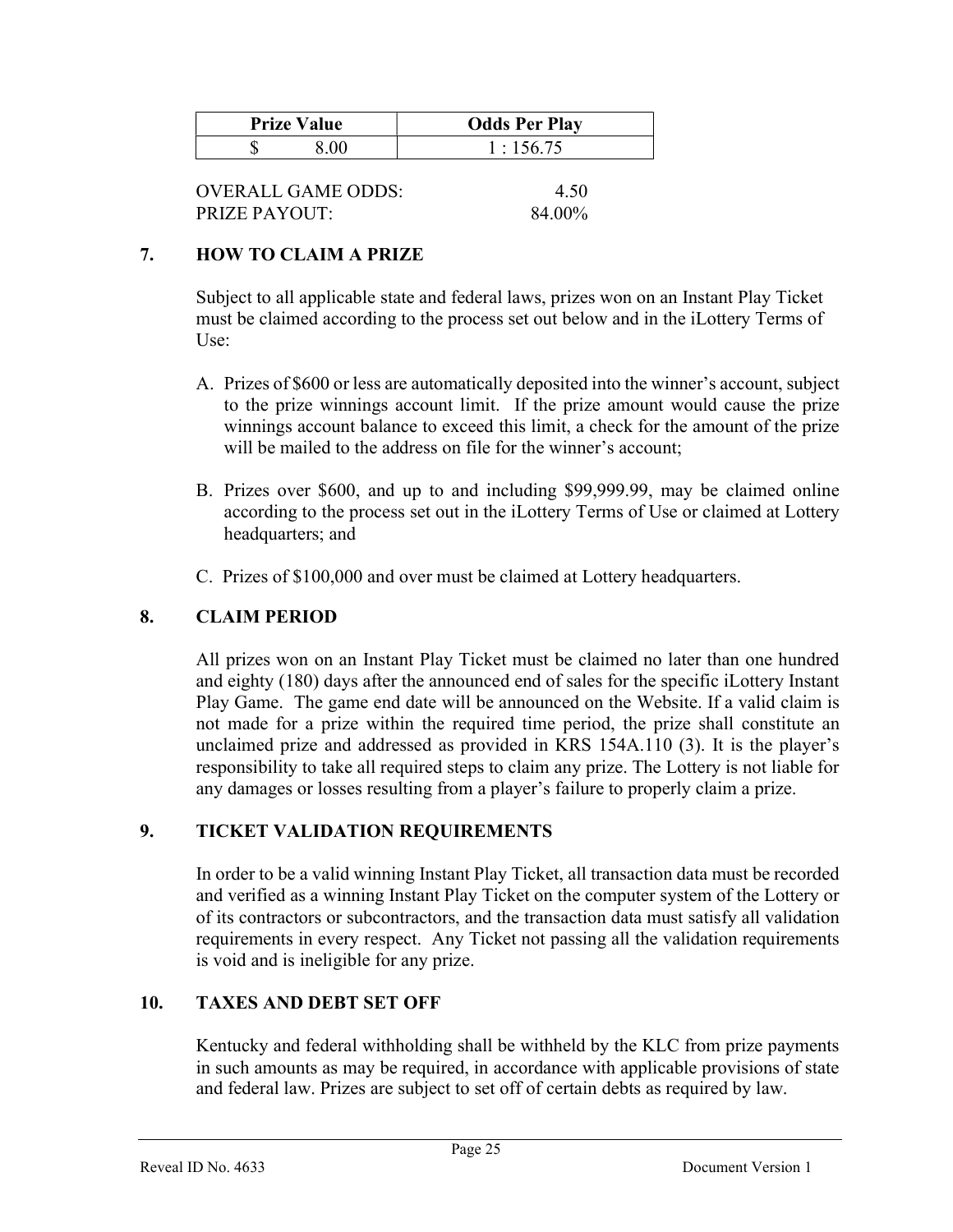| Prize Value | Odds Per Play |
|---|---|
| $ 8.00 | 1 : 156.75 |

OVERALL GAME ODDS: 4.50
PRIZE PAYOUT: 84.00%

## 7. HOW TO CLAIM A PRIZE

Subject to all applicable state and federal laws, prizes won on an Instant Play Ticket must be claimed according to the process set out below and in the iLottery Terms of Use:

A. Prizes of $600 or less are automatically deposited into the winner's account, subject to the prize winnings account limit. If the prize amount would cause the prize winnings account balance to exceed this limit, a check for the amount of the prize will be mailed to the address on file for the winner's account;

B. Prizes over $600, and up to and including $99,999.99, may be claimed online according to the process set out in the iLottery Terms of Use or claimed at Lottery headquarters; and

C. Prizes of $100,000 and over must be claimed at Lottery headquarters.

## 8. CLAIM PERIOD

All prizes won on an Instant Play Ticket must be claimed no later than one hundred and eighty (180) days after the announced end of sales for the specific iLottery Instant Play Game. The game end date will be announced on the Website. If a valid claim is not made for a prize within the required time period, the prize shall constitute an unclaimed prize and addressed as provided in KRS 154A.110 (3). It is the player's responsibility to take all required steps to claim any prize. The Lottery is not liable for any damages or losses resulting from a player's failure to properly claim a prize.

## 9. TICKET VALIDATION REQUIREMENTS

In order to be a valid winning Instant Play Ticket, all transaction data must be recorded and verified as a winning Instant Play Ticket on the computer system of the Lottery or of its contractors or subcontractors, and the transaction data must satisfy all validation requirements in every respect. Any Ticket not passing all the validation requirements is void and is ineligible for any prize.

## 10. TAXES AND DEBT SET OFF

Kentucky and federal withholding shall be withheld by the KLC from prize payments in such amounts as may be required, in accordance with applicable provisions of state and federal law. Prizes are subject to set off of certain debts as required by law.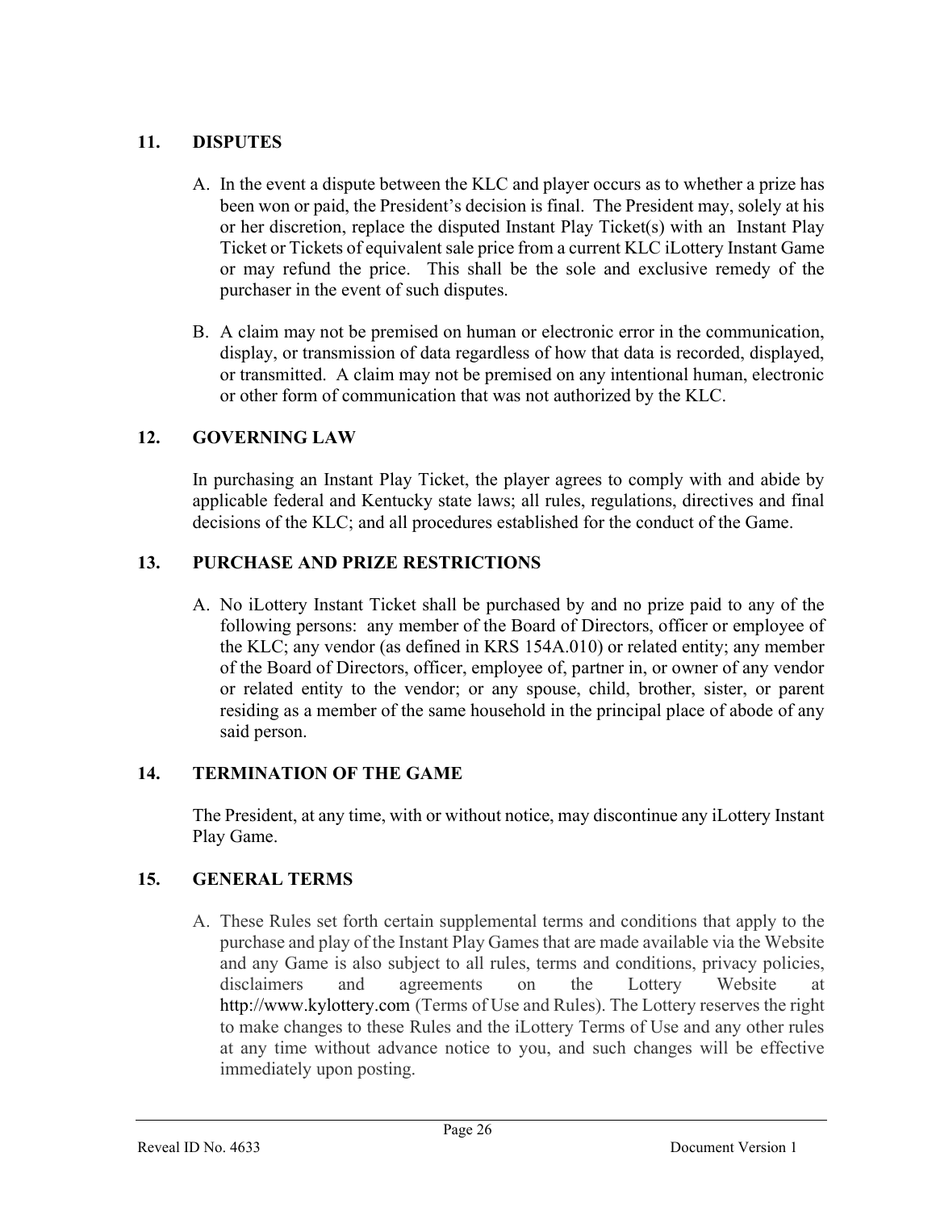## 11. DISPUTES

A. In the event a dispute between the KLC and player occurs as to whether a prize has been won or paid, the President's decision is final. The President may, solely at his or her discretion, replace the disputed Instant Play Ticket(s) with an Instant Play Ticket or Tickets of equivalent sale price from a current KLC iLottery Instant Game or may refund the price. This shall be the sole and exclusive remedy of the purchaser in the event of such disputes.

B. A claim may not be premised on human or electronic error in the communication, display, or transmission of data regardless of how that data is recorded, displayed, or transmitted. A claim may not be premised on any intentional human, electronic or other form of communication that was not authorized by the KLC.

## 12. GOVERNING LAW

In purchasing an Instant Play Ticket, the player agrees to comply with and abide by applicable federal and Kentucky state laws; all rules, regulations, directives and final decisions of the KLC; and all procedures established for the conduct of the Game.

## 13. PURCHASE AND PRIZE RESTRICTIONS

A. No iLottery Instant Ticket shall be purchased by and no prize paid to any of the following persons: any member of the Board of Directors, officer or employee of the KLC; any vendor (as defined in KRS 154A.010) or related entity; any member of the Board of Directors, officer, employee of, partner in, or owner of any vendor or related entity to the vendor; or any spouse, child, brother, sister, or parent residing as a member of the same household in the principal place of abode of any said person.

## 14. TERMINATION OF THE GAME

The President, at any time, with or without notice, may discontinue any iLottery Instant Play Game.

## 15. GENERAL TERMS

A. These Rules set forth certain supplemental terms and conditions that apply to the purchase and play of the Instant Play Games that are made available via the Website and any Game is also subject to all rules, terms and conditions, privacy policies, disclaimers and agreements on the Lottery Website at http://www.kylottery.com (Terms of Use and Rules). The Lottery reserves the right to make changes to these Rules and the iLottery Terms of Use and any other rules at any time without advance notice to you, and such changes will be effective immediately upon posting.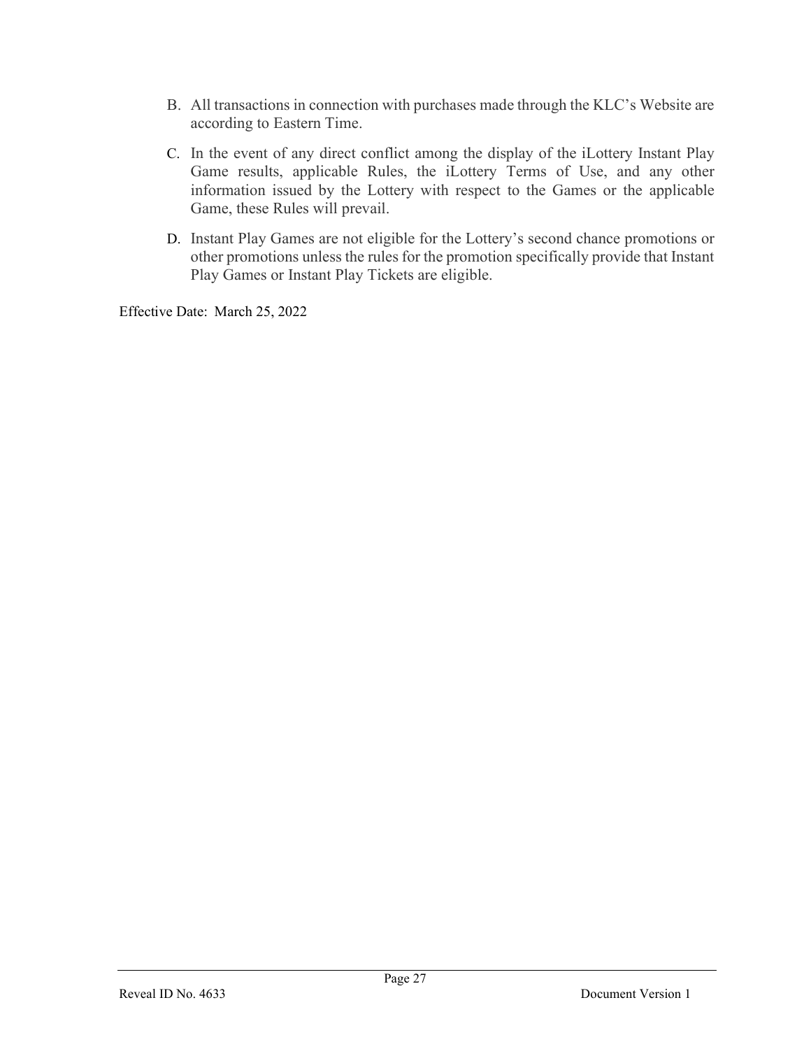B. All transactions in connection with purchases made through the KLC's Website are according to Eastern Time.

C. In the event of any direct conflict among the display of the iLottery Instant Play Game results, applicable Rules, the iLottery Terms of Use, and any other information issued by the Lottery with respect to the Games or the applicable Game, these Rules will prevail.

D. Instant Play Games are not eligible for the Lottery's second chance promotions or other promotions unless the rules for the promotion specifically provide that Instant Play Games or Instant Play Tickets are eligible.

Effective Date: March 25, 2022